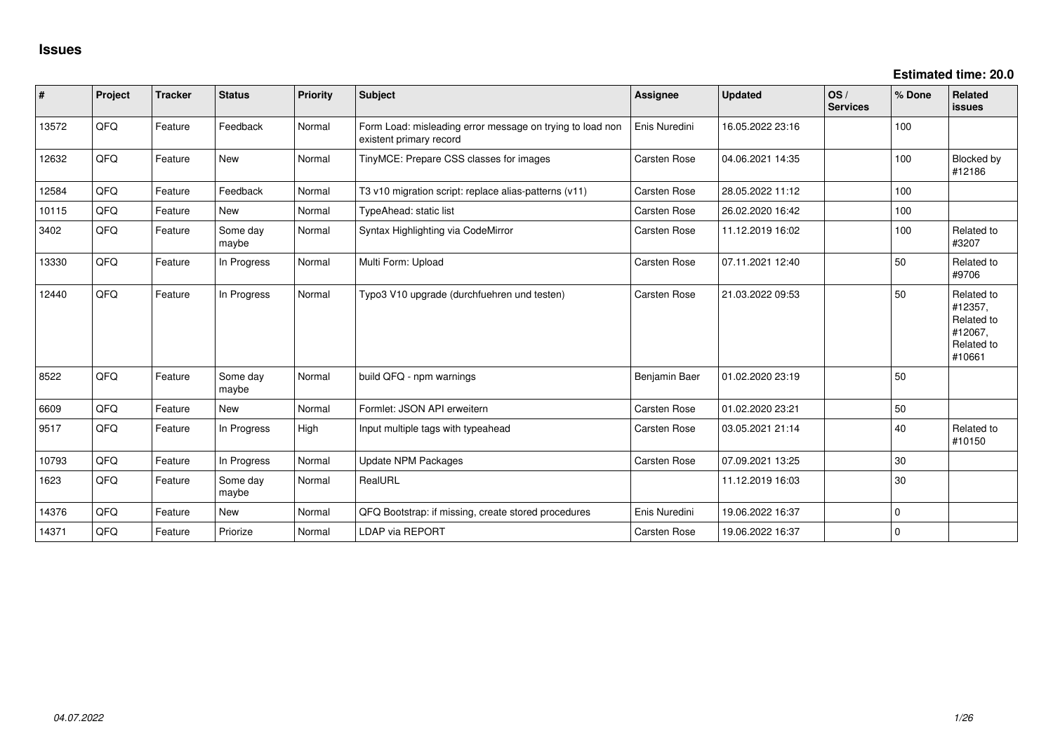# Issues

**Estimated time: 20.0**

| # | Project | Tracker | Status | Priority | Subject | Assignee | Updated | OS / Services | % Done | Related issues |
|---|---|---|---|---|---|---|---|---|---|---|
| 13572 | QFQ | Feature | Feedback | Normal | Form Load: misleading error message on trying to load non existent primary record | Enis Nuredini | 16.05.2022 23:16 | | 100 | |
| 12632 | QFQ | Feature | New | Normal | TinyMCE: Prepare CSS classes for images | Carsten Rose | 04.06.2021 14:35 | | 100 | Blocked by #12186 |
| 12584 | QFQ | Feature | Feedback | Normal | T3 v10 migration script: replace alias-patterns (v11) | Carsten Rose | 28.05.2022 11:12 | | 100 | |
| 10115 | QFQ | Feature | New | Normal | TypeAhead: static list | Carsten Rose | 26.02.2020 16:42 | | 100 | |
| 3402 | QFQ | Feature | Some day maybe | Normal | Syntax Highlighting via CodeMirror | Carsten Rose | 11.12.2019 16:02 | | 100 | Related to #3207 |
| 13330 | QFQ | Feature | In Progress | Normal | Multi Form: Upload | Carsten Rose | 07.11.2021 12:40 | | 50 | Related to #9706 |
| 12440 | QFQ | Feature | In Progress | Normal | Typo3 V10 upgrade (durchfuehren und testen) | Carsten Rose | 21.03.2022 09:53 | | 50 | Related to #12357, Related to #12067, Related to #10661 |
| 8522 | QFQ | Feature | Some day maybe | Normal | build QFQ - npm warnings | Benjamin Baer | 01.02.2020 23:19 | | 50 | |
| 6609 | QFQ | Feature | New | Normal | Formlet: JSON API erweitern | Carsten Rose | 01.02.2020 23:21 | | 50 | |
| 9517 | QFQ | Feature | In Progress | High | Input multiple tags with typeahead | Carsten Rose | 03.05.2021 21:14 | | 40 | Related to #10150 |
| 10793 | QFQ | Feature | In Progress | Normal | Update NPM Packages | Carsten Rose | 07.09.2021 13:25 | | 30 | |
| 1623 | QFQ | Feature | Some day maybe | Normal | RealURL | | 11.12.2019 16:03 | | 30 | |
| 14376 | QFQ | Feature | New | Normal | QFQ Bootstrap: if missing, create stored procedures | Enis Nuredini | 19.06.2022 16:37 | | 0 | |
| 14371 | QFQ | Feature | Priorize | Normal | LDAP via REPORT | Carsten Rose | 19.06.2022 16:37 | | 0 | |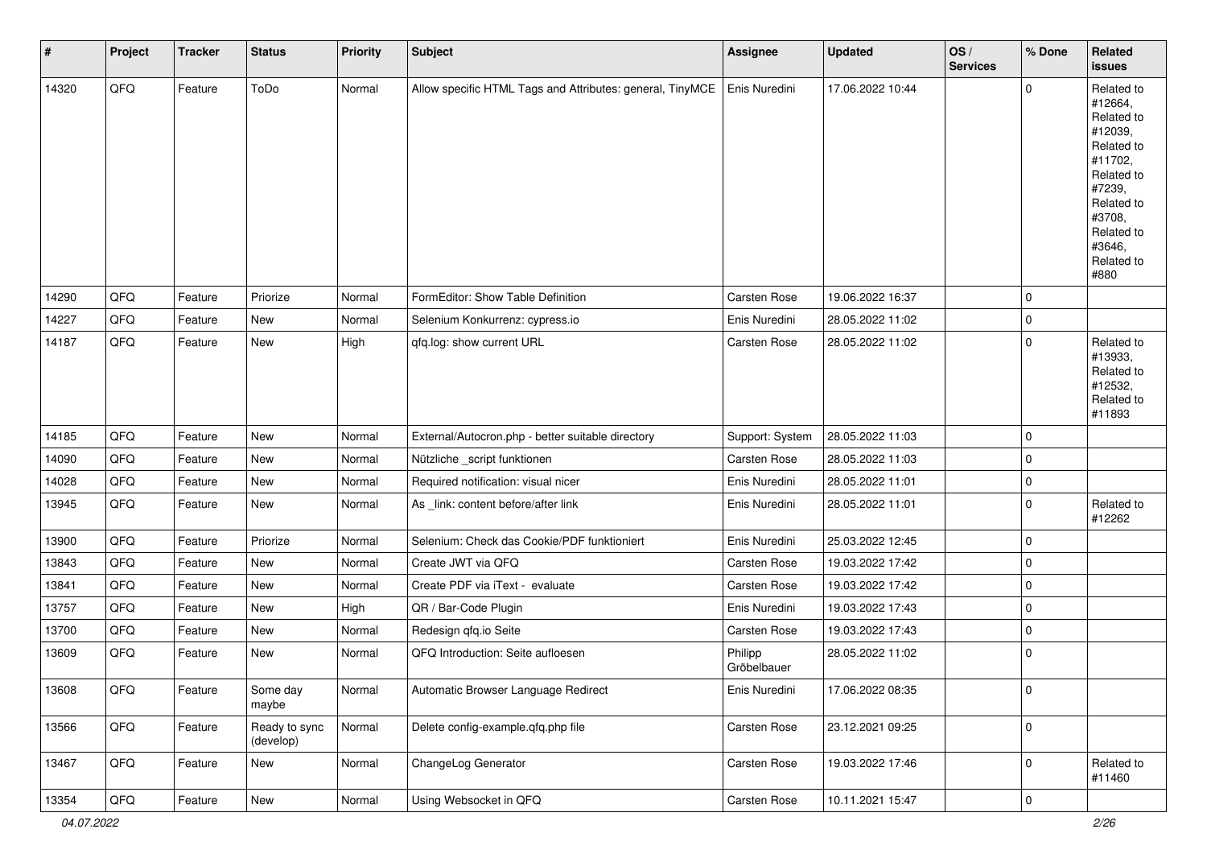| # | Project | Tracker | Status | Priority | Subject | Assignee | Updated | OS / Services | % Done | Related issues |
|---|---|---|---|---|---|---|---|---|---|---|
| 14320 | QFQ | Feature | ToDo | Normal | Allow specific HTML Tags and Attributes: general, TinyMCE | Enis Nuredini | 17.06.2022 10:44 | | 0 | Related to #12664, Related to #12039, Related to #11702, Related to #7239, Related to #3708, Related to #3646, Related to #880 |
| 14290 | QFQ | Feature | Priorize | Normal | FormEditor: Show Table Definition | Carsten Rose | 19.06.2022 16:37 | | 0 | |
| 14227 | QFQ | Feature | New | Normal | Selenium Konkurrenz: cypress.io | Enis Nuredini | 28.05.2022 11:02 | | 0 | |
| 14187 | QFQ | Feature | New | High | qfq.log: show current URL | Carsten Rose | 28.05.2022 11:02 | | 0 | Related to #13933, Related to #12532, Related to #11893 |
| 14185 | QFQ | Feature | New | Normal | External/Autocron.php - better suitable directory | Support: System | 28.05.2022 11:03 | | 0 | |
| 14090 | QFQ | Feature | New | Normal | Nützliche _script funktionen | Carsten Rose | 28.05.2022 11:03 | | 0 | |
| 14028 | QFQ | Feature | New | Normal | Required notification: visual nicer | Enis Nuredini | 28.05.2022 11:01 | | 0 | |
| 13945 | QFQ | Feature | New | Normal | As _link: content before/after link | Enis Nuredini | 28.05.2022 11:01 | | 0 | Related to #12262 |
| 13900 | QFQ | Feature | Priorize | Normal | Selenium: Check das Cookie/PDF funktioniert | Enis Nuredini | 25.03.2022 12:45 | | 0 | |
| 13843 | QFQ | Feature | New | Normal | Create JWT via QFQ | Carsten Rose | 19.03.2022 17:42 | | 0 | |
| 13841 | QFQ | Feature | New | Normal | Create PDF via iText - evaluate | Carsten Rose | 19.03.2022 17:42 | | 0 | |
| 13757 | QFQ | Feature | New | High | QR / Bar-Code Plugin | Enis Nuredini | 19.03.2022 17:43 | | 0 | |
| 13700 | QFQ | Feature | New | Normal | Redesign qfq.io Seite | Carsten Rose | 19.03.2022 17:43 | | 0 | |
| 13609 | QFQ | Feature | New | Normal | QFQ Introduction: Seite aufloesen | Philipp Gröbelbauer | 28.05.2022 11:02 | | 0 | |
| 13608 | QFQ | Feature | Some day maybe | Normal | Automatic Browser Language Redirect | Enis Nuredini | 17.06.2022 08:35 | | 0 | |
| 13566 | QFQ | Feature | Ready to sync (develop) | Normal | Delete config-example.qfq.php file | Carsten Rose | 23.12.2021 09:25 | | 0 | |
| 13467 | QFQ | Feature | New | Normal | ChangeLog Generator | Carsten Rose | 19.03.2022 17:46 | | 0 | Related to #11460 |
| 13354 | QFQ | Feature | New | Normal | Using Websocket in QFQ | Carsten Rose | 10.11.2021 15:47 | | 0 | |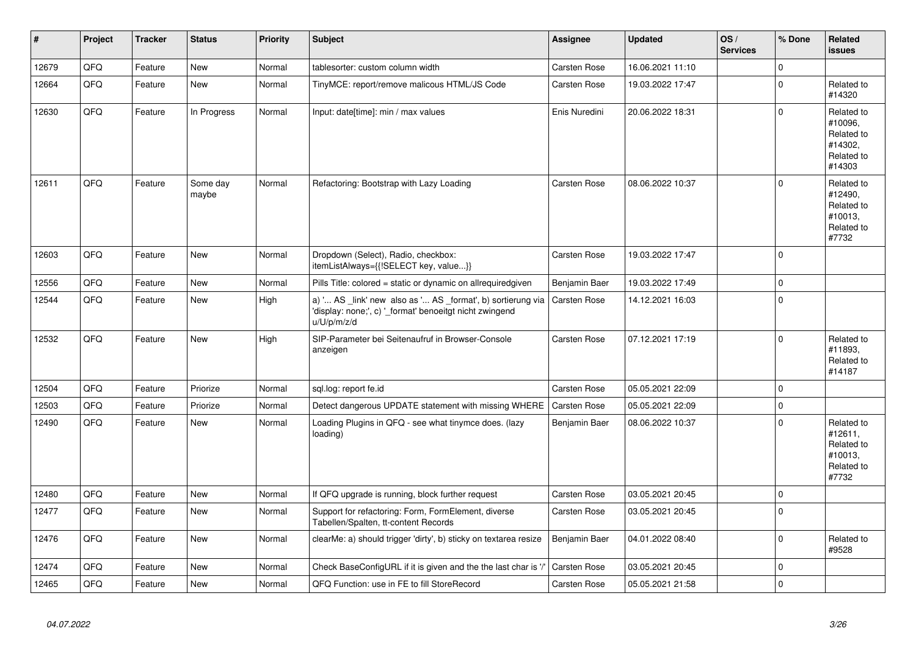| # | Project | Tracker | Status | Priority | Subject | Assignee | Updated | OS / Services | % Done | Related issues |
|---|---|---|---|---|---|---|---|---|---|---|
| 12679 | QFQ | Feature | New | Normal | tablesorter: custom column width | Carsten Rose | 16.06.2021 11:10 | | 0 | |
| 12664 | QFQ | Feature | New | Normal | TinyMCE: report/remove malicous HTML/JS Code | Carsten Rose | 19.03.2022 17:47 | | 0 | Related to #14320 |
| 12630 | QFQ | Feature | In Progress | Normal | Input: date[time]: min / max values | Enis Nuredini | 20.06.2022 18:31 | | 0 | Related to #10096, Related to #14302, Related to #14303 |
| 12611 | QFQ | Feature | Some day maybe | Normal | Refactoring: Bootstrap with Lazy Loading | Carsten Rose | 08.06.2022 10:37 | | 0 | Related to #12490, Related to #10013, Related to #7732 |
| 12603 | QFQ | Feature | New | Normal | Dropdown (Select), Radio, checkbox: itemListAlways={{!SELECT key, value...}} | Carsten Rose | 19.03.2022 17:47 | | 0 | |
| 12556 | QFQ | Feature | New | Normal | Pills Title: colored = static or dynamic on allrequiredgiven | Benjamin Baer | 19.03.2022 17:49 | | 0 | |
| 12544 | QFQ | Feature | New | High | a) '... AS _link' new also as '... AS _format', b) sortierung via 'display: none;', c) '_format' benoeitgt nicht zwingend u/U/p/m/z/d | Carsten Rose | 14.12.2021 16:03 | | 0 | |
| 12532 | QFQ | Feature | New | High | SIP-Parameter bei Seitenaufruf in Browser-Console anzeigen | Carsten Rose | 07.12.2021 17:19 | | 0 | Related to #11893, Related to #14187 |
| 12504 | QFQ | Feature | Priorize | Normal | sql.log: report fe.id | Carsten Rose | 05.05.2021 22:09 | | 0 | |
| 12503 | QFQ | Feature | Priorize | Normal | Detect dangerous UPDATE statement with missing WHERE | Carsten Rose | 05.05.2021 22:09 | | 0 | |
| 12490 | QFQ | Feature | New | Normal | Loading Plugins in QFQ - see what tinymce does. (lazy loading) | Benjamin Baer | 08.06.2022 10:37 | | 0 | Related to #12611, Related to #10013, Related to #7732 |
| 12480 | QFQ | Feature | New | Normal | If QFQ upgrade is running, block further request | Carsten Rose | 03.05.2021 20:45 | | 0 | |
| 12477 | QFQ | Feature | New | Normal | Support for refactoring: Form, FormElement, diverse Tabellen/Spalten, tt-content Records | Carsten Rose | 03.05.2021 20:45 | | 0 | |
| 12476 | QFQ | Feature | New | Normal | clearMe: a) should trigger 'dirty', b) sticky on textarea resize | Benjamin Baer | 04.01.2022 08:40 | | 0 | Related to #9528 |
| 12474 | QFQ | Feature | New | Normal | Check BaseConfigURL if it is given and the the last char is '/' | Carsten Rose | 03.05.2021 20:45 | | 0 | |
| 12465 | QFQ | Feature | New | Normal | QFQ Function: use in FE to fill StoreRecord | Carsten Rose | 05.05.2021 21:58 | | 0 | |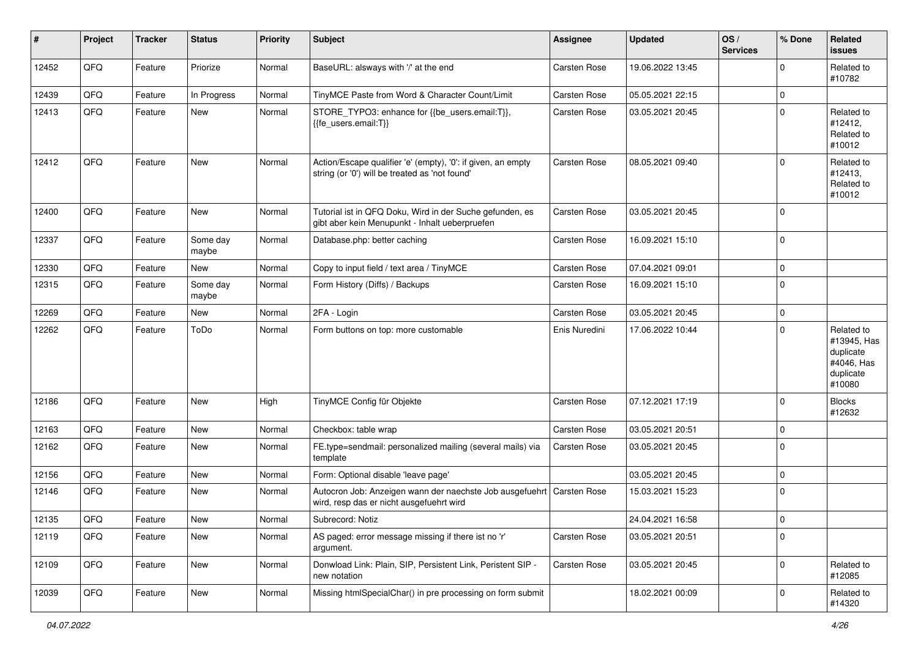| # | Project | Tracker | Status | Priority | Subject | Assignee | Updated | OS / Services | % Done | Related issues |
|---|---|---|---|---|---|---|---|---|---|---|
| 12452 | QFQ | Feature | Priorize | Normal | BaseURL: alsways with '/' at the end | Carsten Rose | 19.06.2022 13:45 | | 0 | Related to #10782 |
| 12439 | QFQ | Feature | In Progress | Normal | TinyMCE Paste from Word & Character Count/Limit | Carsten Rose | 05.05.2021 22:15 | | 0 | |
| 12413 | QFQ | Feature | New | Normal | STORE_TYPO3: enhance for {{be_users.email:T}}, {{fe_users.email:T}} | Carsten Rose | 03.05.2021 20:45 | | 0 | Related to #12412, Related to #10012 |
| 12412 | QFQ | Feature | New | Normal | Action/Escape qualifier 'e' (empty), '0': if given, an empty string (or '0') will be treated as 'not found' | Carsten Rose | 08.05.2021 09:40 | | 0 | Related to #12413, Related to #10012 |
| 12400 | QFQ | Feature | New | Normal | Tutorial ist in QFQ Doku, Wird in der Suche gefunden, es gibt aber kein Menupunkt - Inhalt ueberpruefen | Carsten Rose | 03.05.2021 20:45 | | 0 | |
| 12337 | QFQ | Feature | Some day maybe | Normal | Database.php: better caching | Carsten Rose | 16.09.2021 15:10 | | 0 | |
| 12330 | QFQ | Feature | New | Normal | Copy to input field / text area / TinyMCE | Carsten Rose | 07.04.2021 09:01 | | 0 | |
| 12315 | QFQ | Feature | Some day maybe | Normal | Form History (Diffs) / Backups | Carsten Rose | 16.09.2021 15:10 | | 0 | |
| 12269 | QFQ | Feature | New | Normal | 2FA - Login | Carsten Rose | 03.05.2021 20:45 | | 0 | |
| 12262 | QFQ | Feature | ToDo | Normal | Form buttons on top: more customable | Enis Nuredini | 17.06.2022 10:44 | | 0 | Related to #13945, Has duplicate #4046, Has duplicate #10080 |
| 12186 | QFQ | Feature | New | High | TinyMCE Config für Objekte | Carsten Rose | 07.12.2021 17:19 | | 0 | Blocks #12632 |
| 12163 | QFQ | Feature | New | Normal | Checkbox: table wrap | Carsten Rose | 03.05.2021 20:51 | | 0 | |
| 12162 | QFQ | Feature | New | Normal | FE.type=sendmail: personalized mailing (several mails) via template | Carsten Rose | 03.05.2021 20:45 | | 0 | |
| 12156 | QFQ | Feature | New | Normal | Form: Optional disable 'leave page' | | 03.05.2021 20:45 | | 0 | |
| 12146 | QFQ | Feature | New | Normal | Autocron Job: Anzeigen wann der naechste Job ausgefuehrt wird, resp das er nicht ausgefuehrt wird | Carsten Rose | 15.03.2021 15:23 | | 0 | |
| 12135 | QFQ | Feature | New | Normal | Subrecord: Notiz | | 24.04.2021 16:58 | | 0 | |
| 12119 | QFQ | Feature | New | Normal | AS paged: error message missing if there ist no 'r' argument. | Carsten Rose | 03.05.2021 20:51 | | 0 | |
| 12109 | QFQ | Feature | New | Normal | Donwload Link: Plain, SIP, Persistent Link, Peristent SIP - new notation | Carsten Rose | 03.05.2021 20:45 | | 0 | Related to #12085 |
| 12039 | QFQ | Feature | New | Normal | Missing htmlSpecialChar() in pre processing on form submit | | 18.02.2021 00:09 | | 0 | Related to #14320 |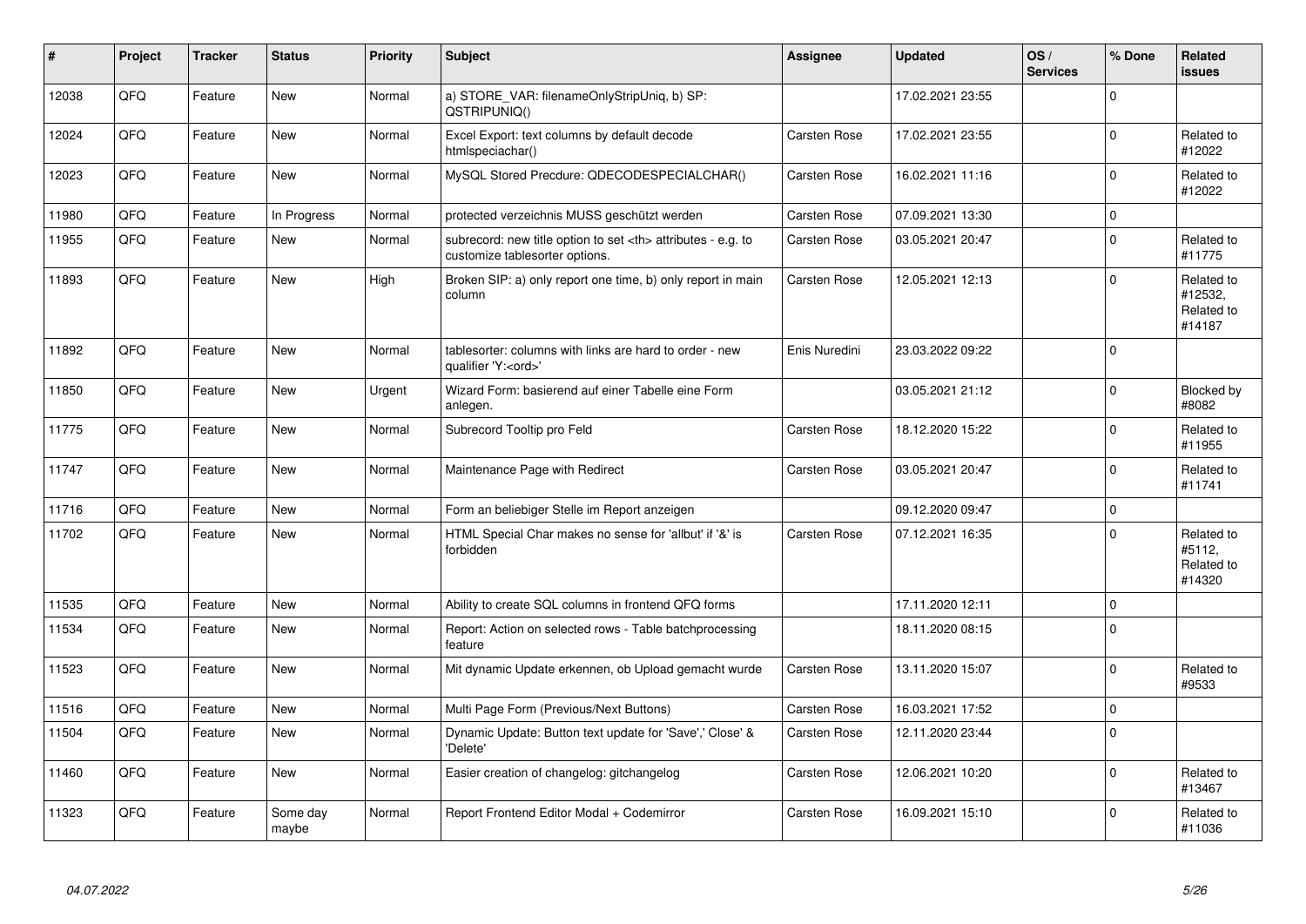| # | Project | Tracker | Status | Priority | Subject | Assignee | Updated | OS / Services | % Done | Related issues |
|---|---|---|---|---|---|---|---|---|---|---|
| 12038 | QFQ | Feature | New | Normal | a) STORE_VAR: filenameOnlyStripUniq, b) SP: QSTRIPUNIQ() | | 17.02.2021 23:55 | | 0 | |
| 12024 | QFQ | Feature | New | Normal | Excel Export: text columns by default decode htmlspeciachar() | Carsten Rose | 17.02.2021 23:55 | | 0 | Related to #12022 |
| 12023 | QFQ | Feature | New | Normal | MySQL Stored Precdure: QDECODESPECIALCHAR() | Carsten Rose | 16.02.2021 11:16 | | 0 | Related to #12022 |
| 11980 | QFQ | Feature | In Progress | Normal | protected verzeichnis MUSS geschützt werden | Carsten Rose | 07.09.2021 13:30 | | 0 | |
| 11955 | QFQ | Feature | New | Normal | subrecord: new title option to set <th> attributes - e.g. to customize tablesorter options. | Carsten Rose | 03.05.2021 20:47 | | 0 | Related to #11775 |
| 11893 | QFQ | Feature | New | High | Broken SIP: a) only report one time, b) only report in main column | Carsten Rose | 12.05.2021 12:13 | | 0 | Related to #12532, Related to #14187 |
| 11892 | QFQ | Feature | New | Normal | tablesorter: columns with links are hard to order - new qualifier 'Y:<ord>' | Enis Nuredini | 23.03.2022 09:22 | | 0 | |
| 11850 | QFQ | Feature | New | Urgent | Wizard Form: basierend auf einer Tabelle eine Form anlegen. | | 03.05.2021 21:12 | | 0 | Blocked by #8082 |
| 11775 | QFQ | Feature | New | Normal | Subrecord Tooltip pro Feld | Carsten Rose | 18.12.2020 15:22 | | 0 | Related to #11955 |
| 11747 | QFQ | Feature | New | Normal | Maintenance Page with Redirect | Carsten Rose | 03.05.2021 20:47 | | 0 | Related to #11741 |
| 11716 | QFQ | Feature | New | Normal | Form an beliebiger Stelle im Report anzeigen | | 09.12.2020 09:47 | | 0 | |
| 11702 | QFQ | Feature | New | Normal | HTML Special Char makes no sense for 'allbut' if '&' is forbidden | Carsten Rose | 07.12.2021 16:35 | | 0 | Related to #5112, Related to #14320 |
| 11535 | QFQ | Feature | New | Normal | Ability to create SQL columns in frontend QFQ forms | | 17.11.2020 12:11 | | 0 | |
| 11534 | QFQ | Feature | New | Normal | Report: Action on selected rows - Table batchprocessing feature | | 18.11.2020 08:15 | | 0 | |
| 11523 | QFQ | Feature | New | Normal | Mit dynamic Update erkennen, ob Upload gemacht wurde | Carsten Rose | 13.11.2020 15:07 | | 0 | Related to #9533 |
| 11516 | QFQ | Feature | New | Normal | Multi Page Form (Previous/Next Buttons) | Carsten Rose | 16.03.2021 17:52 | | 0 | |
| 11504 | QFQ | Feature | New | Normal | Dynamic Update: Button text update for 'Save',' Close' & 'Delete' | Carsten Rose | 12.11.2020 23:44 | | 0 | |
| 11460 | QFQ | Feature | New | Normal | Easier creation of changelog: gitchangelog | Carsten Rose | 12.06.2021 10:20 | | 0 | Related to #13467 |
| 11323 | QFQ | Feature | Some day maybe | Normal | Report Frontend Editor Modal + Codemirror | Carsten Rose | 16.09.2021 15:10 | | 0 | Related to #11036 |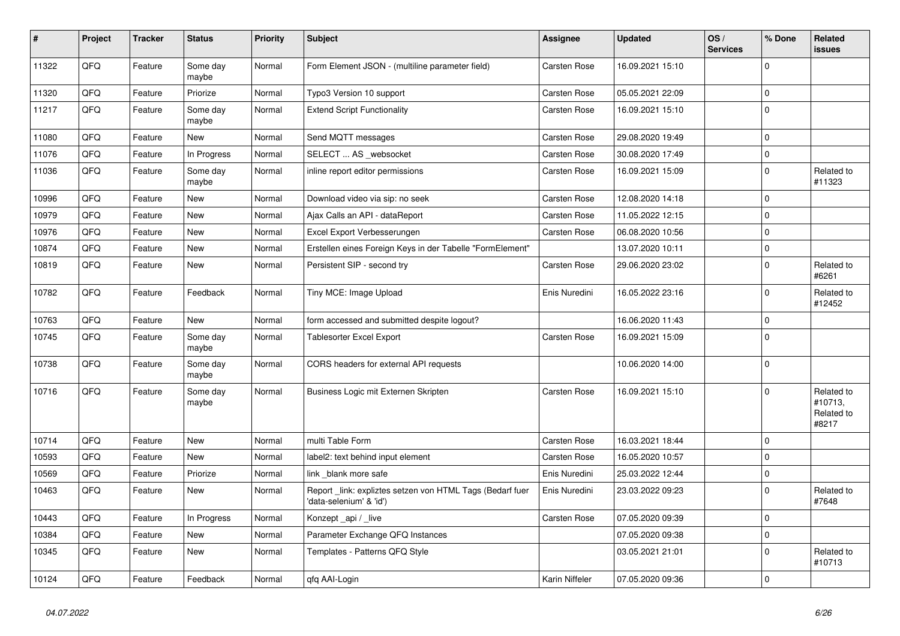| # | Project | Tracker | Status | Priority | Subject | Assignee | Updated | OS / Services | % Done | Related issues |
|---|---|---|---|---|---|---|---|---|---|---|
| 11322 | QFQ | Feature | Some day maybe | Normal | Form Element JSON - (multiline parameter field) | Carsten Rose | 16.09.2021 15:10 | | 0 | |
| 11320 | QFQ | Feature | Priorize | Normal | Typo3 Version 10 support | Carsten Rose | 05.05.2021 22:09 | | 0 | |
| 11217 | QFQ | Feature | Some day maybe | Normal | Extend Script Functionality | Carsten Rose | 16.09.2021 15:10 | | 0 | |
| 11080 | QFQ | Feature | New | Normal | Send MQTT messages | Carsten Rose | 29.08.2020 19:49 | | 0 | |
| 11076 | QFQ | Feature | In Progress | Normal | SELECT ... AS _websocket | Carsten Rose | 30.08.2020 17:49 | | 0 | |
| 11036 | QFQ | Feature | Some day maybe | Normal | inline report editor permissions | Carsten Rose | 16.09.2021 15:09 | | 0 | Related to #11323 |
| 10996 | QFQ | Feature | New | Normal | Download video via sip: no seek | Carsten Rose | 12.08.2020 14:18 | | 0 | |
| 10979 | QFQ | Feature | New | Normal | Ajax Calls an API - dataReport | Carsten Rose | 11.05.2022 12:15 | | 0 | |
| 10976 | QFQ | Feature | New | Normal | Excel Export Verbesserungen | Carsten Rose | 06.08.2020 10:56 | | 0 | |
| 10874 | QFQ | Feature | New | Normal | Erstellen eines Foreign Keys in der Tabelle "FormElement" | | 13.07.2020 10:11 | | 0 | |
| 10819 | QFQ | Feature | New | Normal | Persistent SIP - second try | Carsten Rose | 29.06.2020 23:02 | | 0 | Related to #6261 |
| 10782 | QFQ | Feature | Feedback | Normal | Tiny MCE: Image Upload | Enis Nuredini | 16.05.2022 23:16 | | 0 | Related to #12452 |
| 10763 | QFQ | Feature | New | Normal | form accessed and submitted despite logout? | | 16.06.2020 11:43 | | 0 | |
| 10745 | QFQ | Feature | Some day maybe | Normal | Tablesorter Excel Export | Carsten Rose | 16.09.2021 15:09 | | 0 | |
| 10738 | QFQ | Feature | Some day maybe | Normal | CORS headers for external API requests | | 10.06.2020 14:00 | | 0 | |
| 10716 | QFQ | Feature | Some day maybe | Normal | Business Logic mit Externen Skripten | Carsten Rose | 16.09.2021 15:10 | | 0 | Related to #10713, Related to #8217 |
| 10714 | QFQ | Feature | New | Normal | multi Table Form | Carsten Rose | 16.03.2021 18:44 | | 0 | |
| 10593 | QFQ | Feature | New | Normal | label2: text behind input element | Carsten Rose | 16.05.2020 10:57 | | 0 | |
| 10569 | QFQ | Feature | Priorize | Normal | link _blank more safe | Enis Nuredini | 25.03.2022 12:44 | | 0 | |
| 10463 | QFQ | Feature | New | Normal | Report _link: expliztes setzen von HTML Tags (Bedarf fuer 'data-selenium' & 'id') | Enis Nuredini | 23.03.2022 09:23 | | 0 | Related to #7648 |
| 10443 | QFQ | Feature | In Progress | Normal | Konzept _api / _live | Carsten Rose | 07.05.2020 09:39 | | 0 | |
| 10384 | QFQ | Feature | New | Normal | Parameter Exchange QFQ Instances | | 07.05.2020 09:38 | | 0 | |
| 10345 | QFQ | Feature | New | Normal | Templates - Patterns QFQ Style | | 03.05.2021 21:01 | | 0 | Related to #10713 |
| 10124 | QFQ | Feature | Feedback | Normal | qfq AAI-Login | Karin Niffeler | 07.05.2020 09:36 | | 0 | |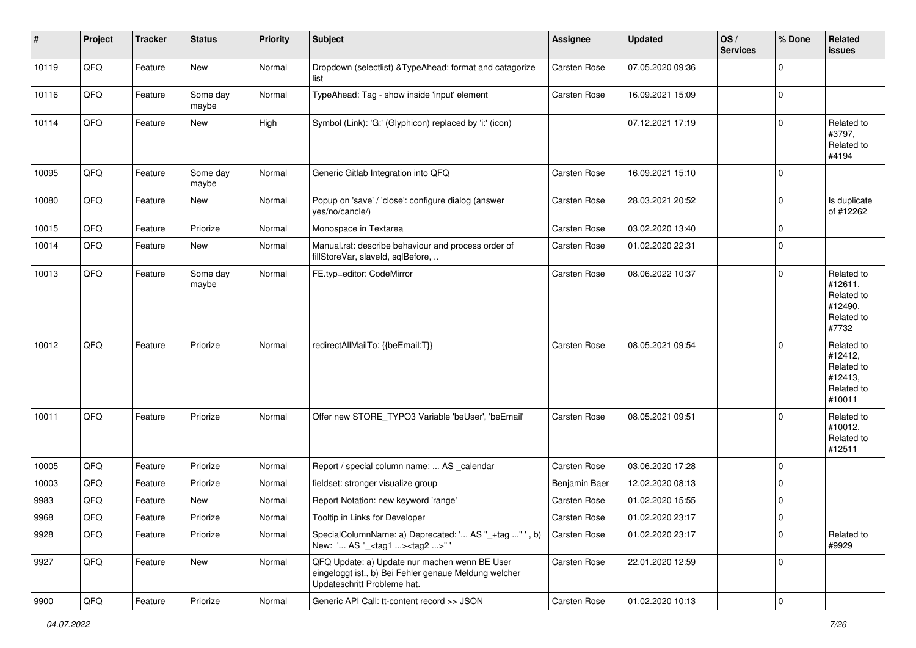| # | Project | Tracker | Status | Priority | Subject | Assignee | Updated | OS / Services | % Done | Related issues |
|---|---|---|---|---|---|---|---|---|---|---|
| 10119 | QFQ | Feature | New | Normal | Dropdown (selectlist) &TypeAhead: format and catagorize list | Carsten Rose | 07.05.2020 09:36 | | 0 | |
| 10116 | QFQ | Feature | Some day maybe | Normal | TypeAhead: Tag - show inside 'input' element | Carsten Rose | 16.09.2021 15:09 | | 0 | |
| 10114 | QFQ | Feature | New | High | Symbol (Link): 'G:' (Glyphicon) replaced by 'i:' (icon) | | 07.12.2021 17:19 | | 0 | Related to #3797, Related to #4194 |
| 10095 | QFQ | Feature | Some day maybe | Normal | Generic Gitlab Integration into QFQ | Carsten Rose | 16.09.2021 15:10 | | 0 | |
| 10080 | QFQ | Feature | New | Normal | Popup on 'save' / 'close': configure dialog (answer yes/no/cancle/) | Carsten Rose | 28.03.2021 20:52 | | 0 | Is duplicate of #12262 |
| 10015 | QFQ | Feature | Priorize | Normal | Monospace in Textarea | Carsten Rose | 03.02.2020 13:40 | | 0 | |
| 10014 | QFQ | Feature | New | Normal | Manual.rst: describe behaviour and process order of fillStoreVar, slaveId, sqlBefore, .. | Carsten Rose | 01.02.2020 22:31 | | 0 | |
| 10013 | QFQ | Feature | Some day maybe | Normal | FE.typ=editor: CodeMirror | Carsten Rose | 08.06.2022 10:37 | | 0 | Related to #12611, Related to #12490, Related to #7732 |
| 10012 | QFQ | Feature | Priorize | Normal | redirectAllMailTo: {{beEmail:T}} | Carsten Rose | 08.05.2021 09:54 | | 0 | Related to #12412, Related to #12413, Related to #10011 |
| 10011 | QFQ | Feature | Priorize | Normal | Offer new STORE_TYPO3 Variable 'beUser', 'beEmail' | Carsten Rose | 08.05.2021 09:51 | | 0 | Related to #10012, Related to #12511 |
| 10005 | QFQ | Feature | Priorize | Normal | Report / special column name: ... AS _calendar | Carsten Rose | 03.06.2020 17:28 | | 0 | |
| 10003 | QFQ | Feature | Priorize | Normal | fieldset: stronger visualize group | Benjamin Baer | 12.02.2020 08:13 | | 0 | |
| 9983 | QFQ | Feature | New | Normal | Report Notation: new keyword 'range' | Carsten Rose | 01.02.2020 15:55 | | 0 | |
| 9968 | QFQ | Feature | Priorize | Normal | Tooltip in Links for Developer | Carsten Rose | 01.02.2020 23:17 | | 0 | |
| 9928 | QFQ | Feature | Priorize | Normal | SpecialColumnName: a) Deprecated: '... AS "_+tag ..." ', b) New: '... AS "_<tag1 ...><tag2 ...>" ' | Carsten Rose | 01.02.2020 23:17 | | 0 | Related to #9929 |
| 9927 | QFQ | Feature | New | Normal | QFQ Update: a) Update nur machen wenn BE User eingeloggt ist., b) Bei Fehler genaue Meldung welcher Updateschritt Probleme hat. | Carsten Rose | 22.01.2020 12:59 | | 0 | |
| 9900 | QFQ | Feature | Priorize | Normal | Generic API Call: tt-content record >> JSON | Carsten Rose | 01.02.2020 10:13 | | 0 | |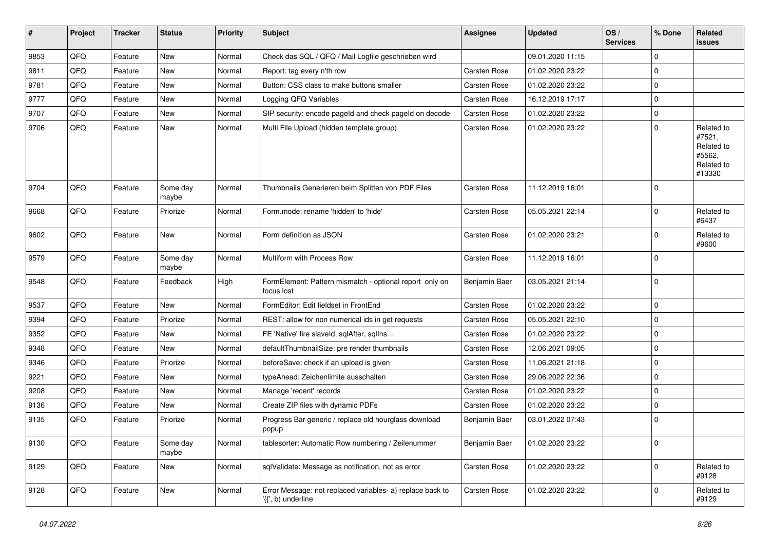| # | Project | Tracker | Status | Priority | Subject | Assignee | Updated | OS / Services | % Done | Related issues |
|---|---|---|---|---|---|---|---|---|---|---|
| 9853 | QFQ | Feature | New | Normal | Check das SQL / QFQ / Mail Logfile geschrieben wird | | 09.01.2020 11:15 | | 0 | |
| 9811 | QFQ | Feature | New | Normal | Report: tag every n'th row | Carsten Rose | 01.02.2020 23:22 | | 0 | |
| 9781 | QFQ | Feature | New | Normal | Button: CSS class to make buttons smaller | Carsten Rose | 01.02.2020 23:22 | | 0 | |
| 9777 | QFQ | Feature | New | Normal | Logging QFQ Variables | Carsten Rose | 16.12.2019 17:17 | | 0 | |
| 9707 | QFQ | Feature | New | Normal | SIP security: encode pageId and check pageId on decode | Carsten Rose | 01.02.2020 23:22 | | 0 | |
| 9706 | QFQ | Feature | New | Normal | Multi File Upload (hidden template group) | Carsten Rose | 01.02.2020 23:22 | | 0 | Related to #7521, Related to #5562, Related to #13330 |
| 9704 | QFQ | Feature | Some day maybe | Normal | Thumbnails Generieren beim Splitten von PDF Files | Carsten Rose | 11.12.2019 16:01 | | 0 | |
| 9668 | QFQ | Feature | Priorize | Normal | Form.mode: rename 'hidden' to 'hide' | Carsten Rose | 05.05.2021 22:14 | | 0 | Related to #6437 |
| 9602 | QFQ | Feature | New | Normal | Form definition as JSON | Carsten Rose | 01.02.2020 23:21 | | 0 | Related to #9600 |
| 9579 | QFQ | Feature | Some day maybe | Normal | Multiform with Process Row | Carsten Rose | 11.12.2019 16:01 | | 0 | |
| 9548 | QFQ | Feature | Feedback | High | FormElement: Pattern mismatch - optional report only on focus lost | Benjamin Baer | 03.05.2021 21:14 | | 0 | |
| 9537 | QFQ | Feature | New | Normal | FormEditor: Edit fieldset in FrontEnd | Carsten Rose | 01.02.2020 23:22 | | 0 | |
| 9394 | QFQ | Feature | Priorize | Normal | REST: allow for non numerical ids in get requests | Carsten Rose | 05.05.2021 22:10 | | 0 | |
| 9352 | QFQ | Feature | New | Normal | FE 'Native' fire slaveId, sqlAfter, sqlIns... | Carsten Rose | 01.02.2020 23:22 | | 0 | |
| 9348 | QFQ | Feature | New | Normal | defaultThumbnailSize: pre render thumbnails | Carsten Rose | 12.06.2021 09:05 | | 0 | |
| 9346 | QFQ | Feature | Priorize | Normal | beforeSave: check if an upload is given | Carsten Rose | 11.06.2021 21:18 | | 0 | |
| 9221 | QFQ | Feature | New | Normal | typeAhead: Zeichenlimite ausschalten | Carsten Rose | 29.06.2022 22:36 | | 0 | |
| 9208 | QFQ | Feature | New | Normal | Manage 'recent' records | Carsten Rose | 01.02.2020 23:22 | | 0 | |
| 9136 | QFQ | Feature | New | Normal | Create ZIP files with dynamic PDFs | Carsten Rose | 01.02.2020 23:22 | | 0 | |
| 9135 | QFQ | Feature | Priorize | Normal | Progress Bar generic / replace old hourglass download popup | Benjamin Baer | 03.01.2022 07:43 | | 0 | |
| 9130 | QFQ | Feature | Some day maybe | Normal | tablesorter: Automatic Row numbering / Zeilenummer | Benjamin Baer | 01.02.2020 23:22 | | 0 | |
| 9129 | QFQ | Feature | New | Normal | sqlValidate: Message as notification, not as error | Carsten Rose | 01.02.2020 23:22 | | 0 | Related to #9128 |
| 9128 | QFQ | Feature | New | Normal | Error Message: not replaced variables- a) replace back to '{{', b) underline | Carsten Rose | 01.02.2020 23:22 | | 0 | Related to #9129 |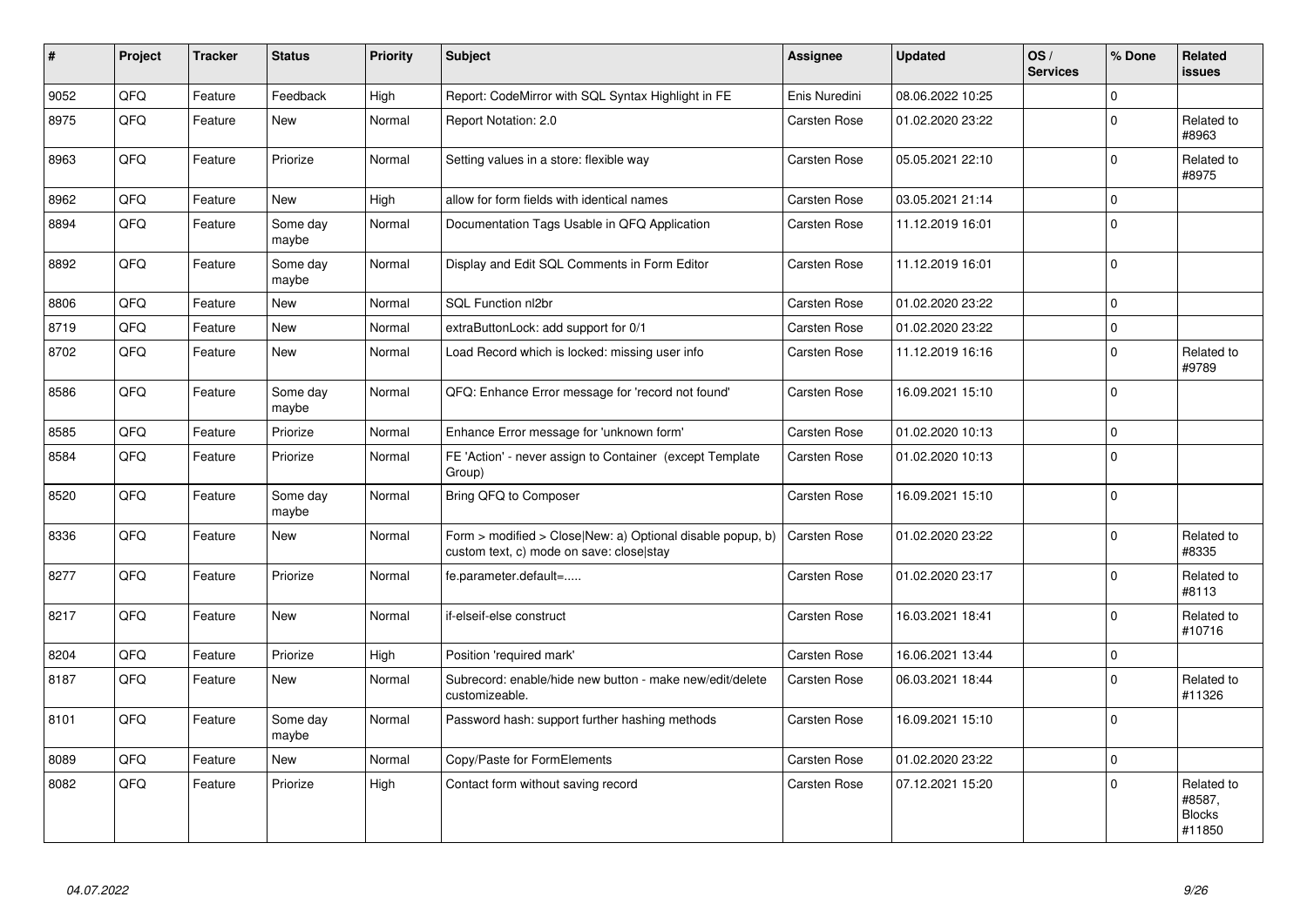| # | Project | Tracker | Status | Priority | Subject | Assignee | Updated | OS / Services | % Done | Related issues |
|---|---|---|---|---|---|---|---|---|---|---|
| 9052 | QFQ | Feature | Feedback | High | Report: CodeMirror with SQL Syntax Highlight in FE | Enis Nuredini | 08.06.2022 10:25 | | 0 | |
| 8975 | QFQ | Feature | New | Normal | Report Notation: 2.0 | Carsten Rose | 01.02.2020 23:22 | | 0 | Related to #8963 |
| 8963 | QFQ | Feature | Priorize | Normal | Setting values in a store: flexible way | Carsten Rose | 05.05.2021 22:10 | | 0 | Related to #8975 |
| 8962 | QFQ | Feature | New | High | allow for form fields with identical names | Carsten Rose | 03.05.2021 21:14 | | 0 | |
| 8894 | QFQ | Feature | Some day maybe | Normal | Documentation Tags Usable in QFQ Application | Carsten Rose | 11.12.2019 16:01 | | 0 | |
| 8892 | QFQ | Feature | Some day maybe | Normal | Display and Edit SQL Comments in Form Editor | Carsten Rose | 11.12.2019 16:01 | | 0 | |
| 8806 | QFQ | Feature | New | Normal | SQL Function nl2br | Carsten Rose | 01.02.2020 23:22 | | 0 | |
| 8719 | QFQ | Feature | New | Normal | extraButtonLock: add support for 0/1 | Carsten Rose | 01.02.2020 23:22 | | 0 | |
| 8702 | QFQ | Feature | New | Normal | Load Record which is locked: missing user info | Carsten Rose | 11.12.2019 16:16 | | 0 | Related to #9789 |
| 8586 | QFQ | Feature | Some day maybe | Normal | QFQ: Enhance Error message for 'record not found' | Carsten Rose | 16.09.2021 15:10 | | 0 | |
| 8585 | QFQ | Feature | Priorize | Normal | Enhance Error message for 'unknown form' | Carsten Rose | 01.02.2020 10:13 | | 0 | |
| 8584 | QFQ | Feature | Priorize | Normal | FE 'Action' - never assign to Container (except Template Group) | Carsten Rose | 01.02.2020 10:13 | | 0 | |
| 8520 | QFQ | Feature | Some day maybe | Normal | Bring QFQ to Composer | Carsten Rose | 16.09.2021 15:10 | | 0 | |
| 8336 | QFQ | Feature | New | Normal | Form > modified > Close\|New: a) Optional disable popup, b) custom text, c) mode on save: close\|stay | Carsten Rose | 01.02.2020 23:22 | | 0 | Related to #8335 |
| 8277 | QFQ | Feature | Priorize | Normal | fe.parameter.default=..... | Carsten Rose | 01.02.2020 23:17 | | 0 | Related to #8113 |
| 8217 | QFQ | Feature | New | Normal | if-elseif-else construct | Carsten Rose | 16.03.2021 18:41 | | 0 | Related to #10716 |
| 8204 | QFQ | Feature | Priorize | High | Position 'required mark' | Carsten Rose | 16.06.2021 13:44 | | 0 | |
| 8187 | QFQ | Feature | New | Normal | Subrecord: enable/hide new button - make new/edit/delete customizeable. | Carsten Rose | 06.03.2021 18:44 | | 0 | Related to #11326 |
| 8101 | QFQ | Feature | Some day maybe | Normal | Password hash: support further hashing methods | Carsten Rose | 16.09.2021 15:10 | | 0 | |
| 8089 | QFQ | Feature | New | Normal | Copy/Paste for FormElements | Carsten Rose | 01.02.2020 23:22 | | 0 | |
| 8082 | QFQ | Feature | Priorize | High | Contact form without saving record | Carsten Rose | 07.12.2021 15:20 | | 0 | Related to #8587, Blocks #11850 |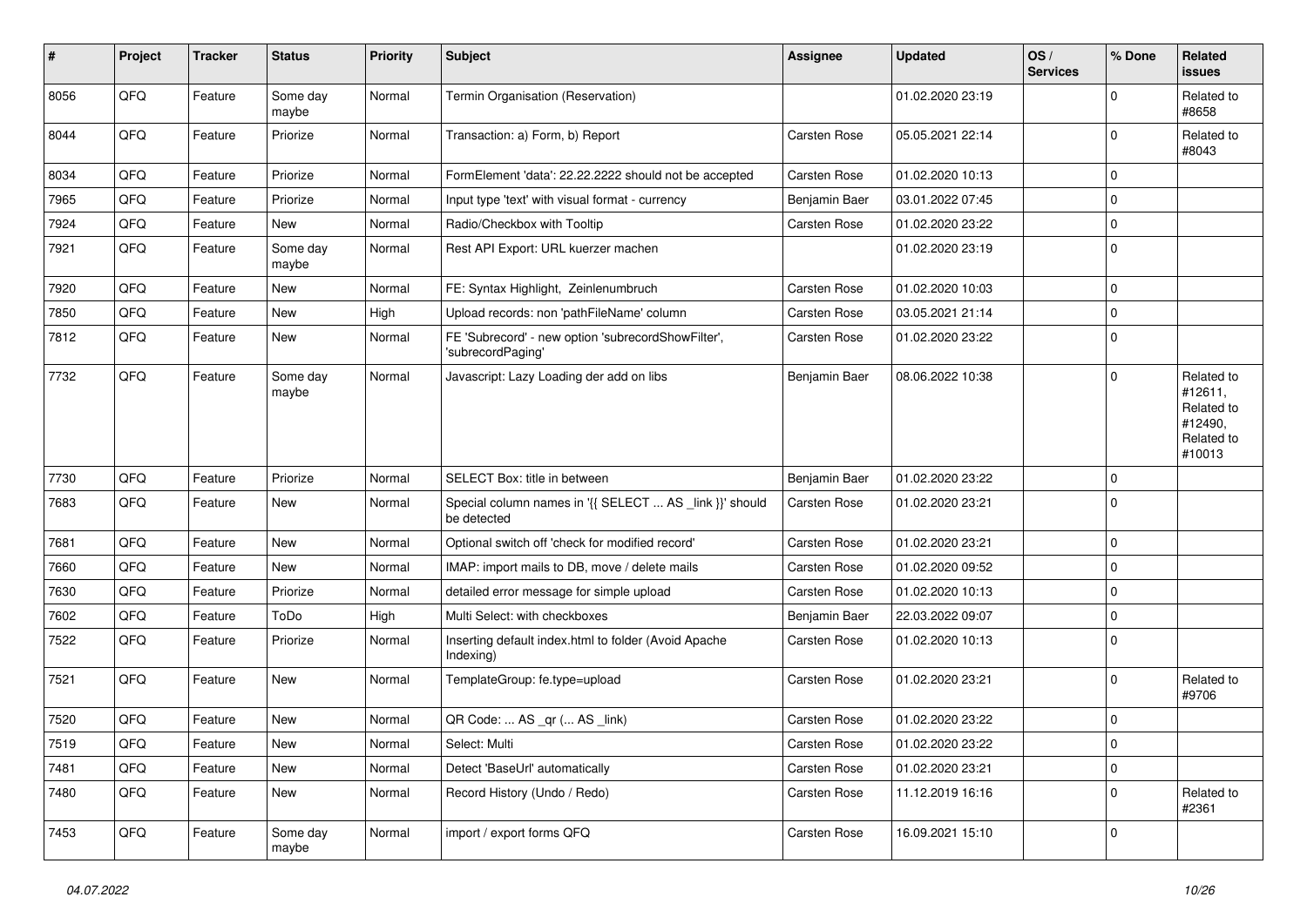| # | Project | Tracker | Status | Priority | Subject | Assignee | Updated | OS / Services | % Done | Related issues |
|---|---|---|---|---|---|---|---|---|---|---|
| 8056 | QFQ | Feature | Some day maybe | Normal | Termin Organisation (Reservation) |  | 01.02.2020 23:19 |  | 0 | Related to #8658 |
| 8044 | QFQ | Feature | Priorize | Normal | Transaction: a) Form, b) Report | Carsten Rose | 05.05.2021 22:14 |  | 0 | Related to #8043 |
| 8034 | QFQ | Feature | Priorize | Normal | FormElement 'data': 22.22.2222 should not be accepted | Carsten Rose | 01.02.2020 10:13 |  | 0 |  |
| 7965 | QFQ | Feature | Priorize | Normal | Input type 'text' with visual format - currency | Benjamin Baer | 03.01.2022 07:45 |  | 0 |  |
| 7924 | QFQ | Feature | New | Normal | Radio/Checkbox with Tooltip | Carsten Rose | 01.02.2020 23:22 |  | 0 |  |
| 7921 | QFQ | Feature | Some day maybe | Normal | Rest API Export: URL kuerzer machen |  | 01.02.2020 23:19 |  | 0 |  |
| 7920 | QFQ | Feature | New | Normal | FE: Syntax Highlight, Zeinlenumbruch | Carsten Rose | 01.02.2020 10:03 |  | 0 |  |
| 7850 | QFQ | Feature | New | High | Upload records: non 'pathFileName' column | Carsten Rose | 03.05.2021 21:14 |  | 0 |  |
| 7812 | QFQ | Feature | New | Normal | FE 'Subrecord' - new option 'subrecordShowFilter', 'subrecordPaging' | Carsten Rose | 01.02.2020 23:22 |  | 0 |  |
| 7732 | QFQ | Feature | Some day maybe | Normal | Javascript: Lazy Loading der add on libs | Benjamin Baer | 08.06.2022 10:38 |  | 0 | Related to #12611, Related to #12490, Related to #10013 |
| 7730 | QFQ | Feature | Priorize | Normal | SELECT Box: title in between | Benjamin Baer | 01.02.2020 23:22 |  | 0 |  |
| 7683 | QFQ | Feature | New | Normal | Special column names in '{{ SELECT ... AS _link }}' should be detected | Carsten Rose | 01.02.2020 23:21 |  | 0 |  |
| 7681 | QFQ | Feature | New | Normal | Optional switch off 'check for modified record' | Carsten Rose | 01.02.2020 23:21 |  | 0 |  |
| 7660 | QFQ | Feature | New | Normal | IMAP: import mails to DB, move / delete mails | Carsten Rose | 01.02.2020 09:52 |  | 0 |  |
| 7630 | QFQ | Feature | Priorize | Normal | detailed error message for simple upload | Carsten Rose | 01.02.2020 10:13 |  | 0 |  |
| 7602 | QFQ | Feature | ToDo | High | Multi Select: with checkboxes | Benjamin Baer | 22.03.2022 09:07 |  | 0 |  |
| 7522 | QFQ | Feature | Priorize | Normal | Inserting default index.html to folder (Avoid Apache Indexing) | Carsten Rose | 01.02.2020 10:13 |  | 0 |  |
| 7521 | QFQ | Feature | New | Normal | TemplateGroup: fe.type=upload | Carsten Rose | 01.02.2020 23:21 |  | 0 | Related to #9706 |
| 7520 | QFQ | Feature | New | Normal | QR Code: ... AS _qr (... AS _link) | Carsten Rose | 01.02.2020 23:22 |  | 0 |  |
| 7519 | QFQ | Feature | New | Normal | Select: Multi | Carsten Rose | 01.02.2020 23:22 |  | 0 |  |
| 7481 | QFQ | Feature | New | Normal | Detect 'BaseUrl' automatically | Carsten Rose | 01.02.2020 23:21 |  | 0 |  |
| 7480 | QFQ | Feature | New | Normal | Record History (Undo / Redo) | Carsten Rose | 11.12.2019 16:16 |  | 0 | Related to #2361 |
| 7453 | QFQ | Feature | Some day maybe | Normal | import / export forms QFQ | Carsten Rose | 16.09.2021 15:10 |  | 0 |  |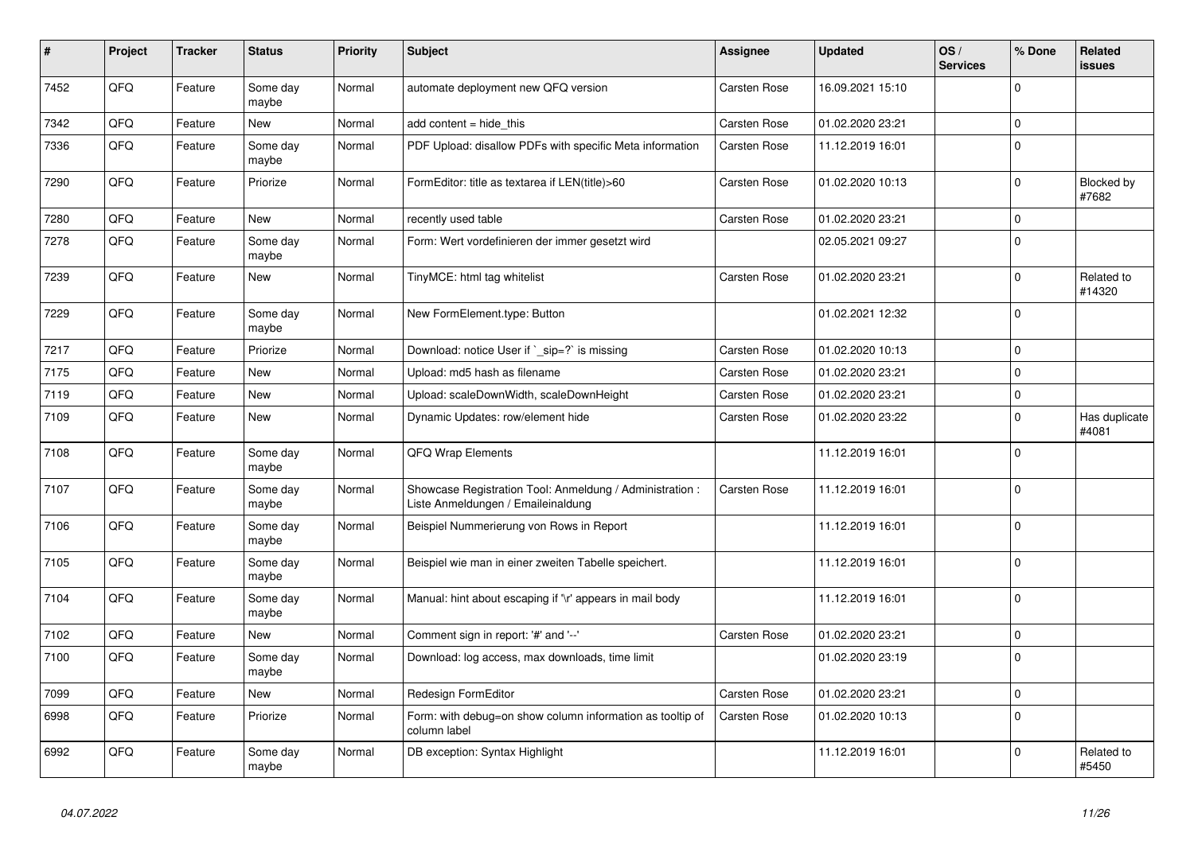| # | Project | Tracker | Status | Priority | Subject | Assignee | Updated | OS / Services | % Done | Related issues |
|---|---|---|---|---|---|---|---|---|---|---|
| 7452 | QFQ | Feature | Some day maybe | Normal | automate deployment new QFQ version | Carsten Rose | 16.09.2021 15:10 | | 0 | |
| 7342 | QFQ | Feature | New | Normal | add content = hide_this | Carsten Rose | 01.02.2020 23:21 | | 0 | |
| 7336 | QFQ | Feature | Some day maybe | Normal | PDF Upload: disallow PDFs with specific Meta information | Carsten Rose | 11.12.2019 16:01 | | 0 | |
| 7290 | QFQ | Feature | Priorize | Normal | FormEditor: title as textarea if LEN(title)>60 | Carsten Rose | 01.02.2020 10:13 | | 0 | Blocked by #7682 |
| 7280 | QFQ | Feature | New | Normal | recently used table | Carsten Rose | 01.02.2020 23:21 | | 0 | |
| 7278 | QFQ | Feature | Some day maybe | Normal | Form: Wert vordefinieren der immer gesetzt wird | | 02.05.2021 09:27 | | 0 | |
| 7239 | QFQ | Feature | New | Normal | TinyMCE: html tag whitelist | Carsten Rose | 01.02.2020 23:21 | | 0 | Related to #14320 |
| 7229 | QFQ | Feature | Some day maybe | Normal | New FormElement.type: Button | | 01.02.2021 12:32 | | 0 | |
| 7217 | QFQ | Feature | Priorize | Normal | Download: notice User if `_sip=?` is missing | Carsten Rose | 01.02.2020 10:13 | | 0 | |
| 7175 | QFQ | Feature | New | Normal | Upload: md5 hash as filename | Carsten Rose | 01.02.2020 23:21 | | 0 | |
| 7119 | QFQ | Feature | New | Normal | Upload: scaleDownWidth, scaleDownHeight | Carsten Rose | 01.02.2020 23:21 | | 0 | |
| 7109 | QFQ | Feature | New | Normal | Dynamic Updates: row/element hide | Carsten Rose | 01.02.2020 23:22 | | 0 | Has duplicate #4081 |
| 7108 | QFQ | Feature | Some day maybe | Normal | QFQ Wrap Elements | | 11.12.2019 16:01 | | 0 | |
| 7107 | QFQ | Feature | Some day maybe | Normal | Showcase Registration Tool: Anmeldung / Administration : Liste Anmeldungen / Emaileinaldung | Carsten Rose | 11.12.2019 16:01 | | 0 | |
| 7106 | QFQ | Feature | Some day maybe | Normal | Beispiel Nummerierung von Rows in Report | | 11.12.2019 16:01 | | 0 | |
| 7105 | QFQ | Feature | Some day maybe | Normal | Beispiel wie man in einer zweiten Tabelle speichert. | | 11.12.2019 16:01 | | 0 | |
| 7104 | QFQ | Feature | Some day maybe | Normal | Manual: hint about escaping if '\r' appears in mail body | | 11.12.2019 16:01 | | 0 | |
| 7102 | QFQ | Feature | New | Normal | Comment sign in report: '#' and '--' | Carsten Rose | 01.02.2020 23:21 | | 0 | |
| 7100 | QFQ | Feature | Some day maybe | Normal | Download: log access, max downloads, time limit | | 01.02.2020 23:19 | | 0 | |
| 7099 | QFQ | Feature | New | Normal | Redesign FormEditor | Carsten Rose | 01.02.2020 23:21 | | 0 | |
| 6998 | QFQ | Feature | Priorize | Normal | Form: with debug=on show column information as tooltip of column label | Carsten Rose | 01.02.2020 10:13 | | 0 | |
| 6992 | QFQ | Feature | Some day maybe | Normal | DB exception: Syntax Highlight | | 11.12.2019 16:01 | | 0 | Related to #5450 |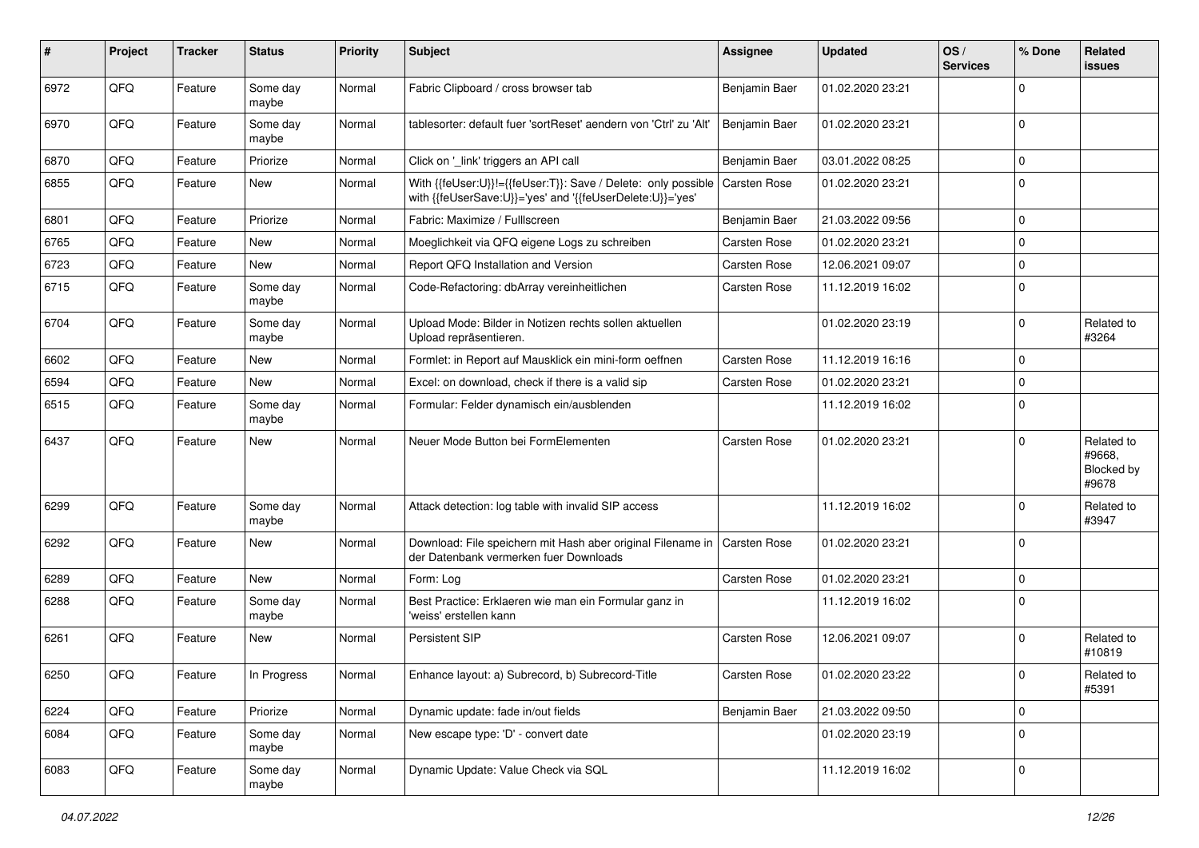| # | Project | Tracker | Status | Priority | Subject | Assignee | Updated | OS / Services | % Done | Related issues |
|---|---|---|---|---|---|---|---|---|---|---|
| 6972 | QFQ | Feature | Some day maybe | Normal | Fabric Clipboard / cross browser tab | Benjamin Baer | 01.02.2020 23:21 | | 0 | |
| 6970 | QFQ | Feature | Some day maybe | Normal | tablesorter: default fuer 'sortReset' aendern von 'Ctrl' zu 'Alt' | Benjamin Baer | 01.02.2020 23:21 | | 0 | |
| 6870 | QFQ | Feature | Priorize | Normal | Click on '_link' triggers an API call | Benjamin Baer | 03.01.2022 08:25 | | 0 | |
| 6855 | QFQ | Feature | New | Normal | With {{feUser:U}}!={{feUser:T}}: Save / Delete: only possible with {{feUserSave:U}}='yes' and '{{feUserDelete:U}}='yes' | Carsten Rose | 01.02.2020 23:21 | | 0 | |
| 6801 | QFQ | Feature | Priorize | Normal | Fabric: Maximize / Fulllscreen | Benjamin Baer | 21.03.2022 09:56 | | 0 | |
| 6765 | QFQ | Feature | New | Normal | Moeglichkeit via QFQ eigene Logs zu schreiben | Carsten Rose | 01.02.2020 23:21 | | 0 | |
| 6723 | QFQ | Feature | New | Normal | Report QFQ Installation and Version | Carsten Rose | 12.06.2021 09:07 | | 0 | |
| 6715 | QFQ | Feature | Some day maybe | Normal | Code-Refactoring: dbArray vereinheitlichen | Carsten Rose | 11.12.2019 16:02 | | 0 | |
| 6704 | QFQ | Feature | Some day maybe | Normal | Upload Mode: Bilder in Notizen rechts sollen aktuellen Upload repräsentieren. | | 01.02.2020 23:19 | | 0 | Related to #3264 |
| 6602 | QFQ | Feature | New | Normal | Formlet: in Report auf Mausklick ein mini-form oeffnen | Carsten Rose | 11.12.2019 16:16 | | 0 | |
| 6594 | QFQ | Feature | New | Normal | Excel: on download, check if there is a valid sip | Carsten Rose | 01.02.2020 23:21 | | 0 | |
| 6515 | QFQ | Feature | Some day maybe | Normal | Formular: Felder dynamisch ein/ausblenden | | 11.12.2019 16:02 | | 0 | |
| 6437 | QFQ | Feature | New | Normal | Neuer Mode Button bei FormElementen | Carsten Rose | 01.02.2020 23:21 | | 0 | Related to #9668, Blocked by #9678 |
| 6299 | QFQ | Feature | Some day maybe | Normal | Attack detection: log table with invalid SIP access | | 11.12.2019 16:02 | | 0 | Related to #3947 |
| 6292 | QFQ | Feature | New | Normal | Download: File speichern mit Hash aber original Filename in der Datenbank vermerken fuer Downloads | Carsten Rose | 01.02.2020 23:21 | | 0 | |
| 6289 | QFQ | Feature | New | Normal | Form: Log | Carsten Rose | 01.02.2020 23:21 | | 0 | |
| 6288 | QFQ | Feature | Some day maybe | Normal | Best Practice: Erklaeren wie man ein Formular ganz in 'weiss' erstellen kann | | 11.12.2019 16:02 | | 0 | |
| 6261 | QFQ | Feature | New | Normal | Persistent SIP | Carsten Rose | 12.06.2021 09:07 | | 0 | Related to #10819 |
| 6250 | QFQ | Feature | In Progress | Normal | Enhance layout: a) Subrecord, b) Subrecord-Title | Carsten Rose | 01.02.2020 23:22 | | 0 | Related to #5391 |
| 6224 | QFQ | Feature | Priorize | Normal | Dynamic update: fade in/out fields | Benjamin Baer | 21.03.2022 09:50 | | 0 | |
| 6084 | QFQ | Feature | Some day maybe | Normal | New escape type: 'D' - convert date | | 01.02.2020 23:19 | | 0 | |
| 6083 | QFQ | Feature | Some day maybe | Normal | Dynamic Update: Value Check via SQL | | 11.12.2019 16:02 | | 0 | |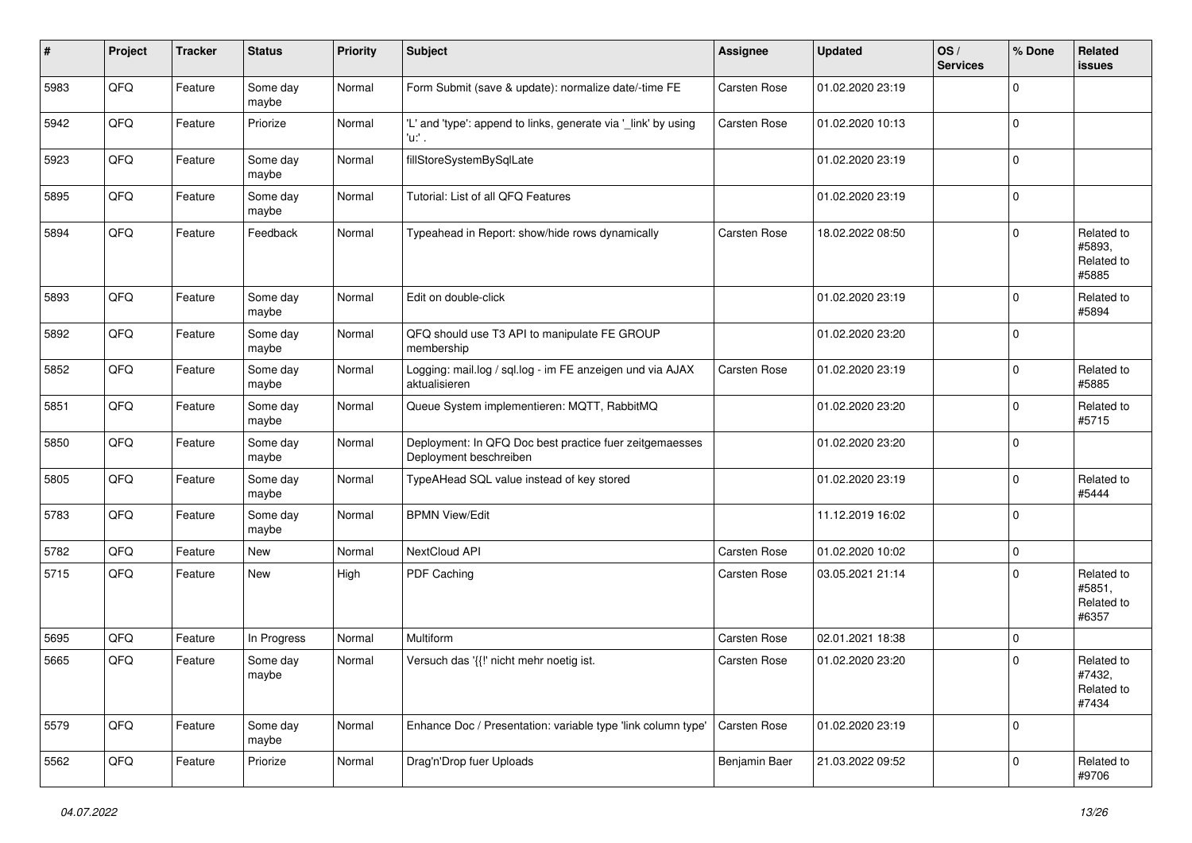| # | Project | Tracker | Status | Priority | Subject | Assignee | Updated | OS / Services | % Done | Related issues |
|---|---|---|---|---|---|---|---|---|---|---|
| 5983 | QFQ | Feature | Some day maybe | Normal | Form Submit (save & update): normalize date/-time FE | Carsten Rose | 01.02.2020 23:19 | | 0 | |
| 5942 | QFQ | Feature | Priorize | Normal | 'L' and 'type': append to links, generate via '_link' by using 'u:' . | Carsten Rose | 01.02.2020 10:13 | | 0 | |
| 5923 | QFQ | Feature | Some day maybe | Normal | fillStoreSystemBySqlLate | | 01.02.2020 23:19 | | 0 | |
| 5895 | QFQ | Feature | Some day maybe | Normal | Tutorial: List of all QFQ Features | | 01.02.2020 23:19 | | 0 | |
| 5894 | QFQ | Feature | Feedback | Normal | Typeahead in Report: show/hide rows dynamically | Carsten Rose | 18.02.2022 08:50 | | 0 | Related to #5893, Related to #5885 |
| 5893 | QFQ | Feature | Some day maybe | Normal | Edit on double-click | | 01.02.2020 23:19 | | 0 | Related to #5894 |
| 5892 | QFQ | Feature | Some day maybe | Normal | QFQ should use T3 API to manipulate FE GROUP membership | | 01.02.2020 23:20 | | 0 | |
| 5852 | QFQ | Feature | Some day maybe | Normal | Logging: mail.log / sql.log - im FE anzeigen und via AJAX aktualisieren | Carsten Rose | 01.02.2020 23:19 | | 0 | Related to #5885 |
| 5851 | QFQ | Feature | Some day maybe | Normal | Queue System implementieren: MQTT, RabbitMQ | | 01.02.2020 23:20 | | 0 | Related to #5715 |
| 5850 | QFQ | Feature | Some day maybe | Normal | Deployment: In QFQ Doc best practice fuer zeitgemaesses Deployment beschreiben | | 01.02.2020 23:20 | | 0 | |
| 5805 | QFQ | Feature | Some day maybe | Normal | TypeAHead SQL value instead of key stored | | 01.02.2020 23:19 | | 0 | Related to #5444 |
| 5783 | QFQ | Feature | Some day maybe | Normal | BPMN View/Edit | | 11.12.2019 16:02 | | 0 | |
| 5782 | QFQ | Feature | New | Normal | NextCloud API | Carsten Rose | 01.02.2020 10:02 | | 0 | |
| 5715 | QFQ | Feature | New | High | PDF Caching | Carsten Rose | 03.05.2021 21:14 | | 0 | Related to #5851, Related to #6357 |
| 5695 | QFQ | Feature | In Progress | Normal | Multiform | Carsten Rose | 02.01.2021 18:38 | | 0 | |
| 5665 | QFQ | Feature | Some day maybe | Normal | Versuch das '{{!' nicht mehr noetig ist. | Carsten Rose | 01.02.2020 23:20 | | 0 | Related to #7432, Related to #7434 |
| 5579 | QFQ | Feature | Some day maybe | Normal | Enhance Doc / Presentation: variable type 'link column type' | Carsten Rose | 01.02.2020 23:19 | | 0 | |
| 5562 | QFQ | Feature | Priorize | Normal | Drag'n'Drop fuer Uploads | Benjamin Baer | 21.03.2022 09:52 | | 0 | Related to #9706 |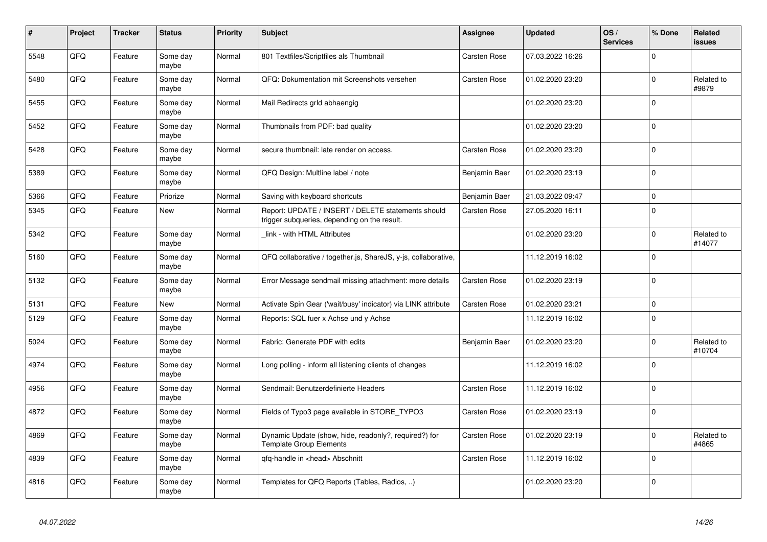| # | Project | Tracker | Status | Priority | Subject | Assignee | Updated | OS / Services | % Done | Related issues |
|---|---|---|---|---|---|---|---|---|---|---|
| 5548 | QFQ | Feature | Some day maybe | Normal | 801 Textfiles/Scriptfiles als Thumbnail | Carsten Rose | 07.03.2022 16:26 | | 0 | |
| 5480 | QFQ | Feature | Some day maybe | Normal | QFQ: Dokumentation mit Screenshots versehen | Carsten Rose | 01.02.2020 23:20 | | 0 | Related to #9879 |
| 5455 | QFQ | Feature | Some day maybe | Normal | Mail Redirects grId abhaengig | | 01.02.2020 23:20 | | 0 | |
| 5452 | QFQ | Feature | Some day maybe | Normal | Thumbnails from PDF: bad quality | | 01.02.2020 23:20 | | 0 | |
| 5428 | QFQ | Feature | Some day maybe | Normal | secure thumbnail: late render on access. | Carsten Rose | 01.02.2020 23:20 | | 0 | |
| 5389 | QFQ | Feature | Some day maybe | Normal | QFQ Design: Multline label / note | Benjamin Baer | 01.02.2020 23:19 | | 0 | |
| 5366 | QFQ | Feature | Priorize | Normal | Saving with keyboard shortcuts | Benjamin Baer | 21.03.2022 09:47 | | 0 | |
| 5345 | QFQ | Feature | New | Normal | Report: UPDATE / INSERT / DELETE statements should trigger subqueries, depending on the result. | Carsten Rose | 27.05.2020 16:11 | | 0 | |
| 5342 | QFQ | Feature | Some day maybe | Normal | _link - with HTML Attributes | | 01.02.2020 23:20 | | 0 | Related to #14077 |
| 5160 | QFQ | Feature | Some day maybe | Normal | QFQ collaborative / together.js, ShareJS, y-js, collaborative, | | 11.12.2019 16:02 | | 0 | |
| 5132 | QFQ | Feature | Some day maybe | Normal | Error Message sendmail missing attachment: more details | Carsten Rose | 01.02.2020 23:19 | | 0 | |
| 5131 | QFQ | Feature | New | Normal | Activate Spin Gear ('wait/busy' indicator) via LINK attribute | Carsten Rose | 01.02.2020 23:21 | | 0 | |
| 5129 | QFQ | Feature | Some day maybe | Normal | Reports: SQL fuer x Achse und y Achse | | 11.12.2019 16:02 | | 0 | |
| 5024 | QFQ | Feature | Some day maybe | Normal | Fabric: Generate PDF with edits | Benjamin Baer | 01.02.2020 23:20 | | 0 | Related to #10704 |
| 4974 | QFQ | Feature | Some day maybe | Normal | Long polling - inform all listening clients of changes | | 11.12.2019 16:02 | | 0 | |
| 4956 | QFQ | Feature | Some day maybe | Normal | Sendmail: Benutzerdefinierte Headers | Carsten Rose | 11.12.2019 16:02 | | 0 | |
| 4872 | QFQ | Feature | Some day maybe | Normal | Fields of Typo3 page available in STORE_TYPO3 | Carsten Rose | 01.02.2020 23:19 | | 0 | |
| 4869 | QFQ | Feature | Some day maybe | Normal | Dynamic Update (show, hide, readonly?, required?) for Template Group Elements | Carsten Rose | 01.02.2020 23:19 | | 0 | Related to #4865 |
| 4839 | QFQ | Feature | Some day maybe | Normal | qfq-handle in <head> Abschnitt | Carsten Rose | 11.12.2019 16:02 | | 0 | |
| 4816 | QFQ | Feature | Some day maybe | Normal | Templates for QFQ Reports (Tables, Radios, ..) | | 01.02.2020 23:20 | | 0 | |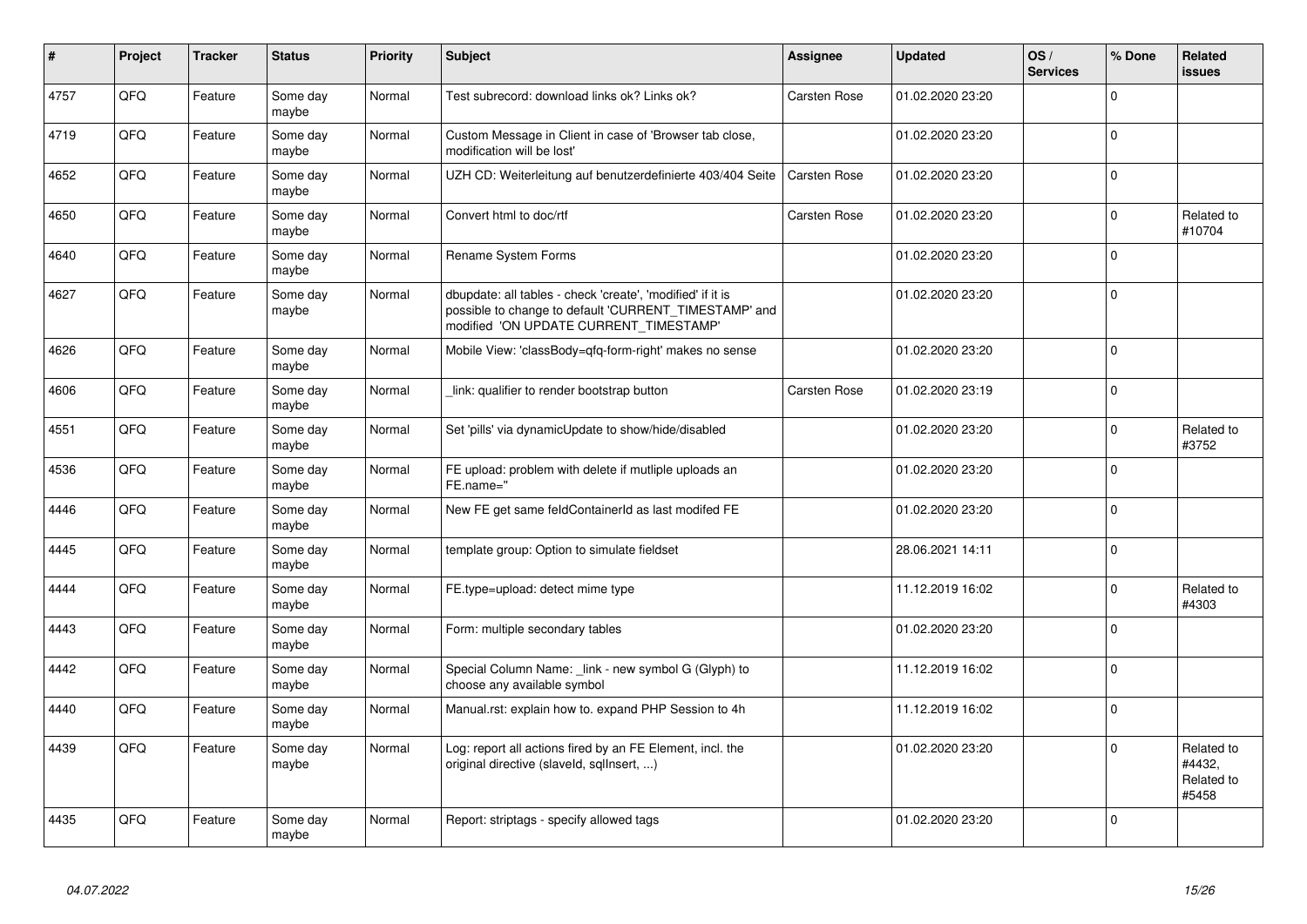| # | Project | Tracker | Status | Priority | Subject | Assignee | Updated | OS / Services | % Done | Related issues |
|---|---|---|---|---|---|---|---|---|---|---|
| 4757 | QFQ | Feature | Some day maybe | Normal | Test subrecord: download links ok? Links ok? | Carsten Rose | 01.02.2020 23:20 | | 0 | |
| 4719 | QFQ | Feature | Some day maybe | Normal | Custom Message in Client in case of 'Browser tab close, modification will be lost' | | 01.02.2020 23:20 | | 0 | |
| 4652 | QFQ | Feature | Some day maybe | Normal | UZH CD: Weiterleitung auf benutzerdefinierte 403/404 Seite | Carsten Rose | 01.02.2020 23:20 | | 0 | |
| 4650 | QFQ | Feature | Some day maybe | Normal | Convert html to doc/rtf | Carsten Rose | 01.02.2020 23:20 | | 0 | Related to #10704 |
| 4640 | QFQ | Feature | Some day maybe | Normal | Rename System Forms | | 01.02.2020 23:20 | | 0 | |
| 4627 | QFQ | Feature | Some day maybe | Normal | dbupdate: all tables - check 'create', 'modified' if it is possible to change to default 'CURRENT_TIMESTAMP' and modified 'ON UPDATE CURRENT_TIMESTAMP' | | 01.02.2020 23:20 | | 0 | |
| 4626 | QFQ | Feature | Some day maybe | Normal | Mobile View: 'classBody=qfq-form-right' makes no sense | | 01.02.2020 23:20 | | 0 | |
| 4606 | QFQ | Feature | Some day maybe | Normal | _link: qualifier to render bootstrap button | Carsten Rose | 01.02.2020 23:19 | | 0 | |
| 4551 | QFQ | Feature | Some day maybe | Normal | Set 'pills' via dynamicUpdate to show/hide/disabled | | 01.02.2020 23:20 | | 0 | Related to #3752 |
| 4536 | QFQ | Feature | Some day maybe | Normal | FE upload: problem with delete if mutliple uploads an FE.name='' | | 01.02.2020 23:20 | | 0 | |
| 4446 | QFQ | Feature | Some day maybe | Normal | New FE get same feldContainerId as last modifed FE | | 01.02.2020 23:20 | | 0 | |
| 4445 | QFQ | Feature | Some day maybe | Normal | template group: Option to simulate fieldset | | 28.06.2021 14:11 | | 0 | |
| 4444 | QFQ | Feature | Some day maybe | Normal | FE.type=upload: detect mime type | | 11.12.2019 16:02 | | 0 | Related to #4303 |
| 4443 | QFQ | Feature | Some day maybe | Normal | Form: multiple secondary tables | | 01.02.2020 23:20 | | 0 | |
| 4442 | QFQ | Feature | Some day maybe | Normal | Special Column Name: _link - new symbol G (Glyph) to choose any available symbol | | 11.12.2019 16:02 | | 0 | |
| 4440 | QFQ | Feature | Some day maybe | Normal | Manual.rst: explain how to. expand PHP Session to 4h | | 11.12.2019 16:02 | | 0 | |
| 4439 | QFQ | Feature | Some day maybe | Normal | Log: report all actions fired by an FE Element, incl. the original directive (slaveId, sqlInsert, ...) | | 01.02.2020 23:20 | | 0 | Related to #4432, Related to #5458 |
| 4435 | QFQ | Feature | Some day maybe | Normal | Report: striptags - specify allowed tags | | 01.02.2020 23:20 | | 0 | |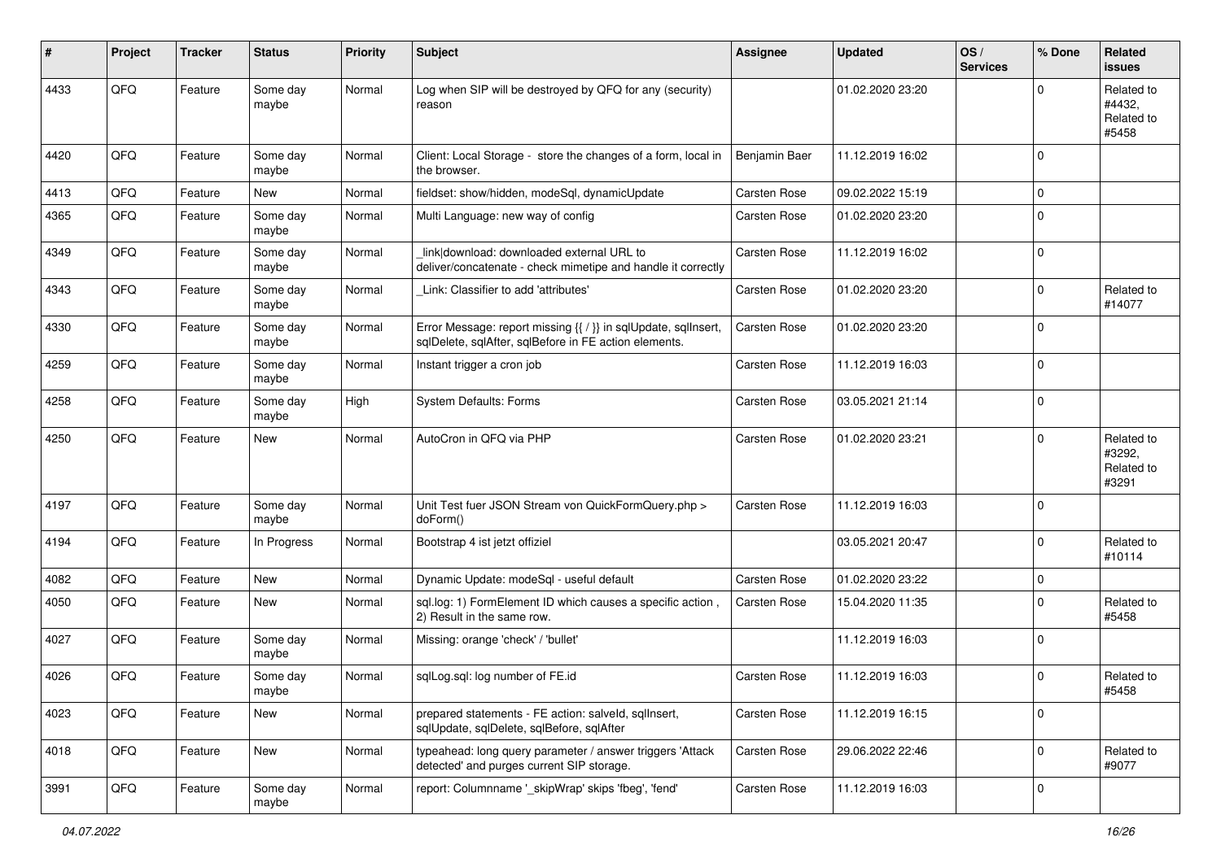| # | Project | Tracker | Status | Priority | Subject | Assignee | Updated | OS / Services | % Done | Related issues |
|---|---|---|---|---|---|---|---|---|---|---|
| 4433 | QFQ | Feature | Some day maybe | Normal | Log when SIP will be destroyed by QFQ for any (security) reason | | 01.02.2020 23:20 | | 0 | Related to #4432, Related to #5458 |
| 4420 | QFQ | Feature | Some day maybe | Normal | Client: Local Storage - store the changes of a form, local in the browser. | Benjamin Baer | 11.12.2019 16:02 | | 0 | |
| 4413 | QFQ | Feature | New | Normal | fieldset: show/hidden, modeSql, dynamicUpdate | Carsten Rose | 09.02.2022 15:19 | | 0 | |
| 4365 | QFQ | Feature | Some day maybe | Normal | Multi Language: new way of config | Carsten Rose | 01.02.2020 23:20 | | 0 | |
| 4349 | QFQ | Feature | Some day maybe | Normal | _link\|download: downloaded external URL to deliver/concatenate - check mimetipe and handle it correctly | Carsten Rose | 11.12.2019 16:02 | | 0 | |
| 4343 | QFQ | Feature | Some day maybe | Normal | _Link: Classifier to add 'attributes' | Carsten Rose | 01.02.2020 23:20 | | 0 | Related to #14077 |
| 4330 | QFQ | Feature | Some day maybe | Normal | Error Message: report missing {{ / }} in sqlUpdate, sqlInsert, sqlDelete, sqlAfter, sqlBefore in FE action elements. | Carsten Rose | 01.02.2020 23:20 | | 0 | |
| 4259 | QFQ | Feature | Some day maybe | Normal | Instant trigger a cron job | Carsten Rose | 11.12.2019 16:03 | | 0 | |
| 4258 | QFQ | Feature | Some day maybe | High | System Defaults: Forms | Carsten Rose | 03.05.2021 21:14 | | 0 | |
| 4250 | QFQ | Feature | New | Normal | AutoCron in QFQ via PHP | Carsten Rose | 01.02.2020 23:21 | | 0 | Related to #3292, Related to #3291 |
| 4197 | QFQ | Feature | Some day maybe | Normal | Unit Test fuer JSON Stream von QuickFormQuery.php > doForm() | Carsten Rose | 11.12.2019 16:03 | | 0 | |
| 4194 | QFQ | Feature | In Progress | Normal | Bootstrap 4 ist jetzt offiziel | | 03.05.2021 20:47 | | 0 | Related to #10114 |
| 4082 | QFQ | Feature | New | Normal | Dynamic Update: modeSql - useful default | Carsten Rose | 01.02.2020 23:22 | | 0 | |
| 4050 | QFQ | Feature | New | Normal | sql.log: 1) FormElement ID which causes a specific action , 2) Result in the same row. | Carsten Rose | 15.04.2020 11:35 | | 0 | Related to #5458 |
| 4027 | QFQ | Feature | Some day maybe | Normal | Missing: orange 'check' / 'bullet' | | 11.12.2019 16:03 | | 0 | |
| 4026 | QFQ | Feature | Some day maybe | Normal | sqlLog.sql: log number of FE.id | Carsten Rose | 11.12.2019 16:03 | | 0 | Related to #5458 |
| 4023 | QFQ | Feature | New | Normal | prepared statements - FE action: salveld, sqlInsert, sqlUpdate, sqlDelete, sqlBefore, sqlAfter | Carsten Rose | 11.12.2019 16:15 | | 0 | |
| 4018 | QFQ | Feature | New | Normal | typeahead: long query parameter / answer triggers 'Attack detected' and purges current SIP storage. | Carsten Rose | 29.06.2022 22:46 | | 0 | Related to #9077 |
| 3991 | QFQ | Feature | Some day maybe | Normal | report: Columnname '_skipWrap' skips 'fbeg', 'fend' | Carsten Rose | 11.12.2019 16:03 | | 0 | |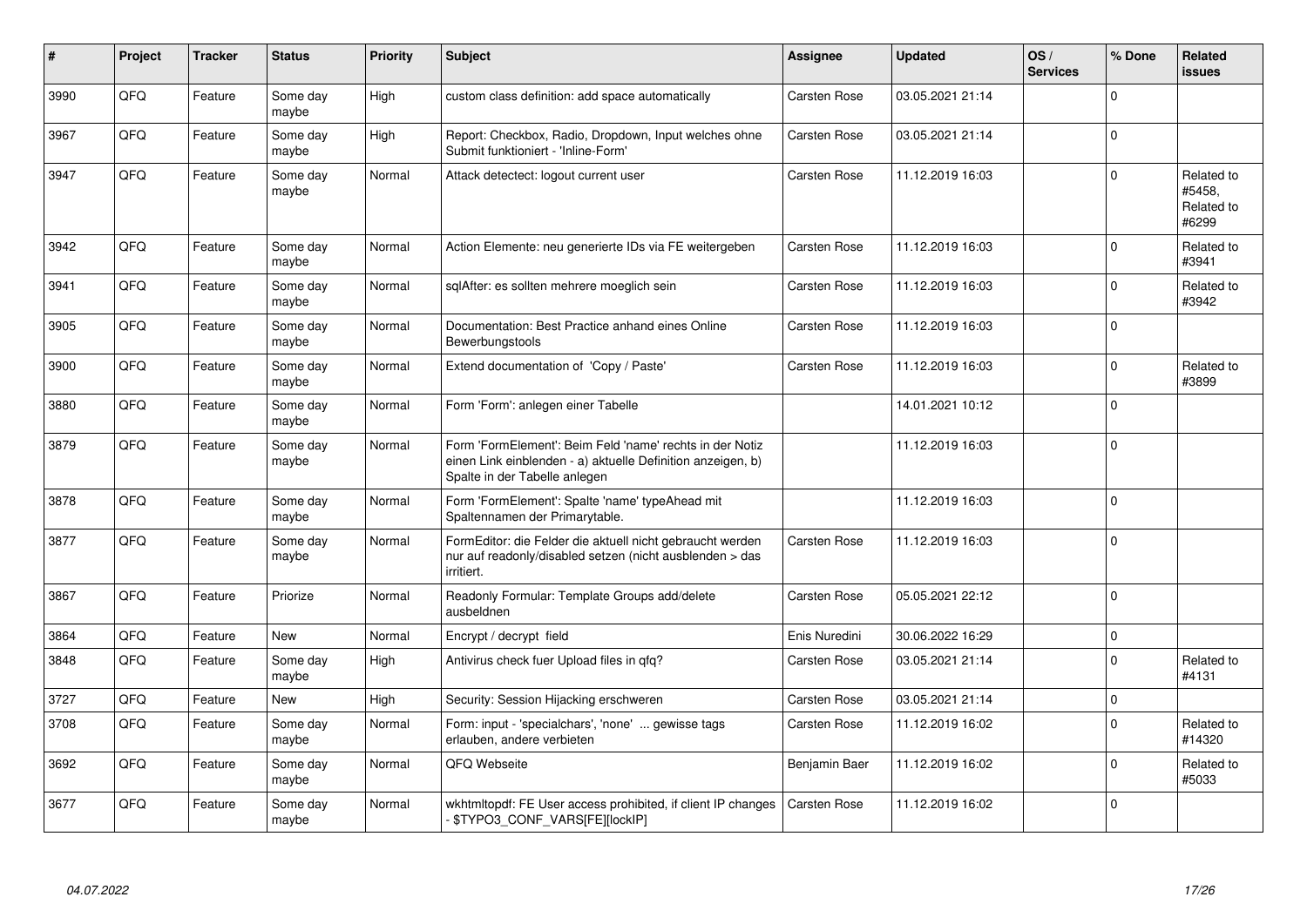| # | Project | Tracker | Status | Priority | Subject | Assignee | Updated | OS / Services | % Done | Related issues |
|---|---|---|---|---|---|---|---|---|---|---|
| 3990 | QFQ | Feature | Some day maybe | High | custom class definition: add space automatically | Carsten Rose | 03.05.2021 21:14 | | 0 | |
| 3967 | QFQ | Feature | Some day maybe | High | Report: Checkbox, Radio, Dropdown, Input welches ohne Submit funktioniert - 'Inline-Form' | Carsten Rose | 03.05.2021 21:14 | | 0 | |
| 3947 | QFQ | Feature | Some day maybe | Normal | Attack detectect: logout current user | Carsten Rose | 11.12.2019 16:03 | | 0 | Related to #5458, Related to #6299 |
| 3942 | QFQ | Feature | Some day maybe | Normal | Action Elemente: neu generierte IDs via FE weitergeben | Carsten Rose | 11.12.2019 16:03 | | 0 | Related to #3941 |
| 3941 | QFQ | Feature | Some day maybe | Normal | sqlAfter: es sollten mehrere moeglich sein | Carsten Rose | 11.12.2019 16:03 | | 0 | Related to #3942 |
| 3905 | QFQ | Feature | Some day maybe | Normal | Documentation: Best Practice anhand eines Online Bewerbungstools | Carsten Rose | 11.12.2019 16:03 | | 0 | |
| 3900 | QFQ | Feature | Some day maybe | Normal | Extend documentation of 'Copy / Paste' | Carsten Rose | 11.12.2019 16:03 | | 0 | Related to #3899 |
| 3880 | QFQ | Feature | Some day maybe | Normal | Form 'Form': anlegen einer Tabelle | | 14.01.2021 10:12 | | 0 | |
| 3879 | QFQ | Feature | Some day maybe | Normal | Form 'FormElement': Beim Feld 'name' rechts in der Notiz einen Link einblenden - a) aktuelle Definition anzeigen, b) Spalte in der Tabelle anlegen | | 11.12.2019 16:03 | | 0 | |
| 3878 | QFQ | Feature | Some day maybe | Normal | Form 'FormElement': Spalte 'name' typeAhead mit Spaltennamen der Primarytable. | | 11.12.2019 16:03 | | 0 | |
| 3877 | QFQ | Feature | Some day maybe | Normal | FormEditor: die Felder die aktuell nicht gebraucht werden nur auf readonly/disabled setzen (nicht ausblenden > das irritiert. | Carsten Rose | 11.12.2019 16:03 | | 0 | |
| 3867 | QFQ | Feature | Priorize | Normal | Readonly Formular: Template Groups add/delete ausbeldnen | Carsten Rose | 05.05.2021 22:12 | | 0 | |
| 3864 | QFQ | Feature | New | Normal | Encrypt / decrypt field | Enis Nuredini | 30.06.2022 16:29 | | 0 | |
| 3848 | QFQ | Feature | Some day maybe | High | Antivirus check fuer Upload files in qfq? | Carsten Rose | 03.05.2021 21:14 | | 0 | Related to #4131 |
| 3727 | QFQ | Feature | New | High | Security: Session Hijacking erschweren | Carsten Rose | 03.05.2021 21:14 | | 0 | |
| 3708 | QFQ | Feature | Some day maybe | Normal | Form: input - 'specialchars', 'none' ... gewisse tags erlauben, andere verbieten | Carsten Rose | 11.12.2019 16:02 | | 0 | Related to #14320 |
| 3692 | QFQ | Feature | Some day maybe | Normal | QFQ Webseite | Benjamin Baer | 11.12.2019 16:02 | | 0 | Related to #5033 |
| 3677 | QFQ | Feature | Some day maybe | Normal | wkhtmltopdf: FE User access prohibited, if client IP changes - $TYPO3_CONF_VARS[FE][lockIP] | Carsten Rose | 11.12.2019 16:02 | | 0 | |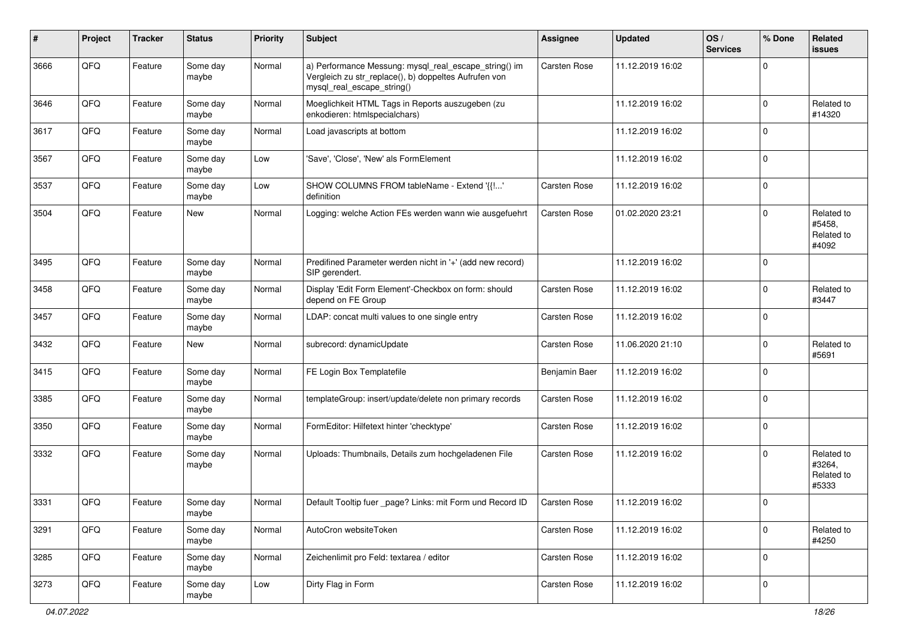| # | Project | Tracker | Status | Priority | Subject | Assignee | Updated | OS / Services | % Done | Related issues |
|---|---|---|---|---|---|---|---|---|---|---|
| 3666 | QFQ | Feature | Some day maybe | Normal | a) Performance Messung: mysql_real_escape_string() im Vergleich zu str_replace(), b) doppeltes Aufrufen von mysql_real_escape_string() | Carsten Rose | 11.12.2019 16:02 | | 0 | |
| 3646 | QFQ | Feature | Some day maybe | Normal | Moeglichkeit HTML Tags in Reports auszugeben (zu enkodieren: htmlspecialchars) | | 11.12.2019 16:02 | | 0 | Related to #14320 |
| 3617 | QFQ | Feature | Some day maybe | Normal | Load javascripts at bottom | | 11.12.2019 16:02 | | 0 | |
| 3567 | QFQ | Feature | Some day maybe | Low | 'Save', 'Close', 'New' als FormElement | | 11.12.2019 16:02 | | 0 | |
| 3537 | QFQ | Feature | Some day maybe | Low | SHOW COLUMNS FROM tableName - Extend '{{!...' definition | Carsten Rose | 11.12.2019 16:02 | | 0 | |
| 3504 | QFQ | Feature | New | Normal | Logging: welche Action FEs werden wann wie ausgefuehrt | Carsten Rose | 01.02.2020 23:21 | | 0 | Related to #5458, Related to #4092 |
| 3495 | QFQ | Feature | Some day maybe | Normal | Predifined Parameter werden nicht in '+' (add new record) SIP gerendert. | | 11.12.2019 16:02 | | 0 | |
| 3458 | QFQ | Feature | Some day maybe | Normal | Display 'Edit Form Element'-Checkbox on form: should depend on FE Group | Carsten Rose | 11.12.2019 16:02 | | 0 | Related to #3447 |
| 3457 | QFQ | Feature | Some day maybe | Normal | LDAP: concat multi values to one single entry | Carsten Rose | 11.12.2019 16:02 | | 0 | |
| 3432 | QFQ | Feature | New | Normal | subrecord: dynamicUpdate | Carsten Rose | 11.06.2020 21:10 | | 0 | Related to #5691 |
| 3415 | QFQ | Feature | Some day maybe | Normal | FE Login Box Templatefile | Benjamin Baer | 11.12.2019 16:02 | | 0 | |
| 3385 | QFQ | Feature | Some day maybe | Normal | templateGroup: insert/update/delete non primary records | Carsten Rose | 11.12.2019 16:02 | | 0 | |
| 3350 | QFQ | Feature | Some day maybe | Normal | FormEditor: Hilfetext hinter 'checktype' | Carsten Rose | 11.12.2019 16:02 | | 0 | |
| 3332 | QFQ | Feature | Some day maybe | Normal | Uploads: Thumbnails, Details zum hochgeladenen File | Carsten Rose | 11.12.2019 16:02 | | 0 | Related to #3264, Related to #5333 |
| 3331 | QFQ | Feature | Some day maybe | Normal | Default Tooltip fuer _page? Links: mit Form und Record ID | Carsten Rose | 11.12.2019 16:02 | | 0 | |
| 3291 | QFQ | Feature | Some day maybe | Normal | AutoCron websiteToken | Carsten Rose | 11.12.2019 16:02 | | 0 | Related to #4250 |
| 3285 | QFQ | Feature | Some day maybe | Normal | Zeichenlimit pro Feld: textarea / editor | Carsten Rose | 11.12.2019 16:02 | | 0 | |
| 3273 | QFQ | Feature | Some day maybe | Low | Dirty Flag in Form | Carsten Rose | 11.12.2019 16:02 | | 0 | |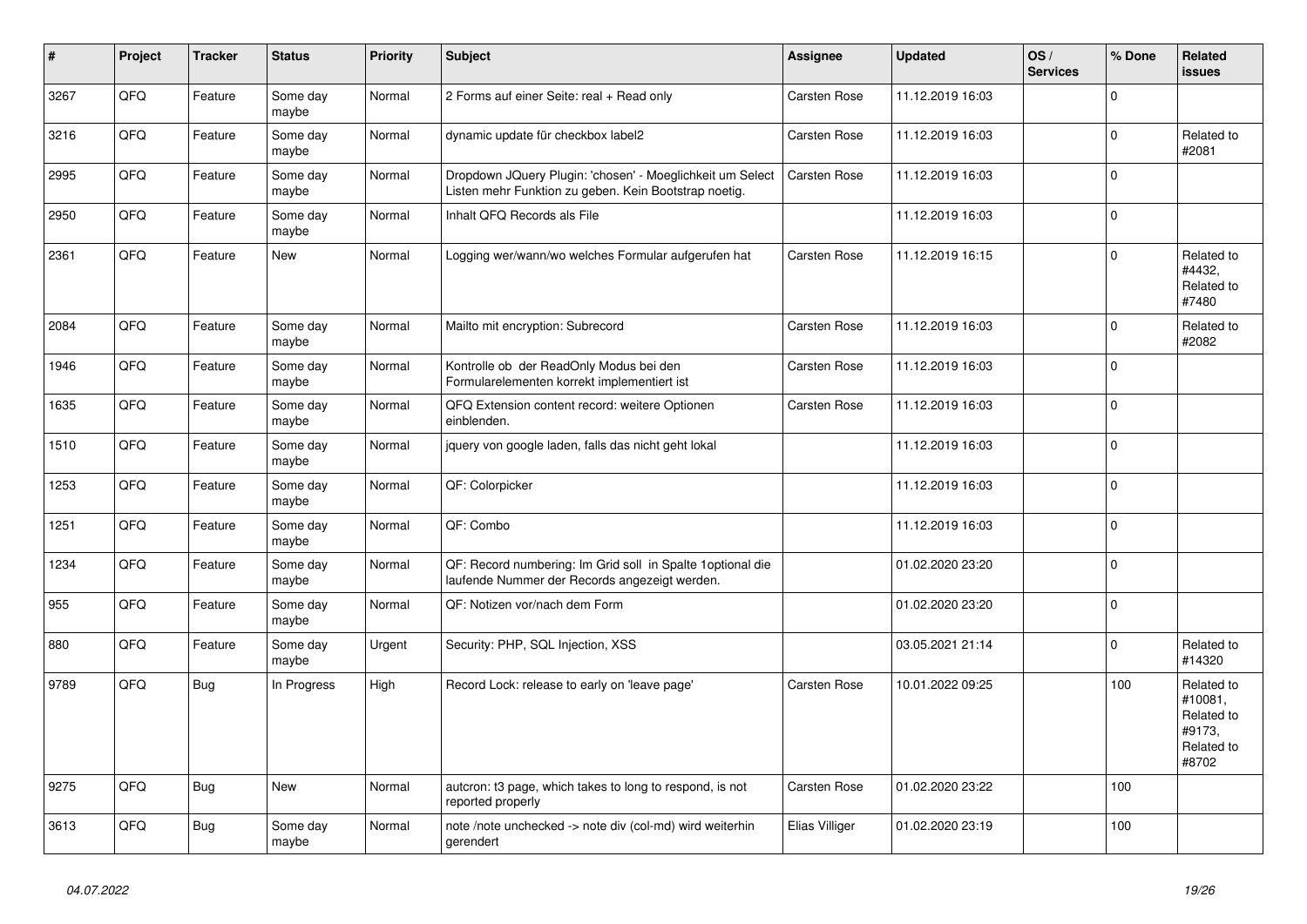| # | Project | Tracker | Status | Priority | Subject | Assignee | Updated | OS / Services | % Done | Related issues |
|---|---|---|---|---|---|---|---|---|---|---|
| 3267 | QFQ | Feature | Some day maybe | Normal | 2 Forms auf einer Seite: real + Read only | Carsten Rose | 11.12.2019 16:03 | | 0 | |
| 3216 | QFQ | Feature | Some day maybe | Normal | dynamic update für checkbox label2 | Carsten Rose | 11.12.2019 16:03 | | 0 | Related to #2081 |
| 2995 | QFQ | Feature | Some day maybe | Normal | Dropdown JQuery Plugin: 'chosen' - Moeglichkeit um Select Listen mehr Funktion zu geben. Kein Bootstrap noetig. | Carsten Rose | 11.12.2019 16:03 | | 0 | |
| 2950 | QFQ | Feature | Some day maybe | Normal | Inhalt QFQ Records als File | | 11.12.2019 16:03 | | 0 | |
| 2361 | QFQ | Feature | New | Normal | Logging wer/wann/wo welches Formular aufgerufen hat | Carsten Rose | 11.12.2019 16:15 | | 0 | Related to #4432, Related to #7480 |
| 2084 | QFQ | Feature | Some day maybe | Normal | Mailto mit encryption: Subrecord | Carsten Rose | 11.12.2019 16:03 | | 0 | Related to #2082 |
| 1946 | QFQ | Feature | Some day maybe | Normal | Kontrolle ob der ReadOnly Modus bei den Formularelementen korrekt implementiert ist | Carsten Rose | 11.12.2019 16:03 | | 0 | |
| 1635 | QFQ | Feature | Some day maybe | Normal | QFQ Extension content record: weitere Optionen einblenden. | Carsten Rose | 11.12.2019 16:03 | | 0 | |
| 1510 | QFQ | Feature | Some day maybe | Normal | jquery von google laden, falls das nicht geht lokal | | 11.12.2019 16:03 | | 0 | |
| 1253 | QFQ | Feature | Some day maybe | Normal | QF: Colorpicker | | 11.12.2019 16:03 | | 0 | |
| 1251 | QFQ | Feature | Some day maybe | Normal | QF: Combo | | 11.12.2019 16:03 | | 0 | |
| 1234 | QFQ | Feature | Some day maybe | Normal | QF: Record numbering: Im Grid soll in Spalte 1optional die laufende Nummer der Records angezeigt werden. | | 01.02.2020 23:20 | | 0 | |
| 955 | QFQ | Feature | Some day maybe | Normal | QF: Notizen vor/nach dem Form | | 01.02.2020 23:20 | | 0 | |
| 880 | QFQ | Feature | Some day maybe | Urgent | Security: PHP, SQL Injection, XSS | | 03.05.2021 21:14 | | 0 | Related to #14320 |
| 9789 | QFQ | Bug | In Progress | High | Record Lock: release to early on 'leave page' | Carsten Rose | 10.01.2022 09:25 | | 100 | Related to #10081, Related to #9173, Related to #8702 |
| 9275 | QFQ | Bug | New | Normal | autcron: t3 page, which takes to long to respond, is not reported properly | Carsten Rose | 01.02.2020 23:22 | | 100 | |
| 3613 | QFQ | Bug | Some day maybe | Normal | note /note unchecked -> note div (col-md) wird weiterhin gerendert | Elias Villiger | 01.02.2020 23:19 | | 100 | |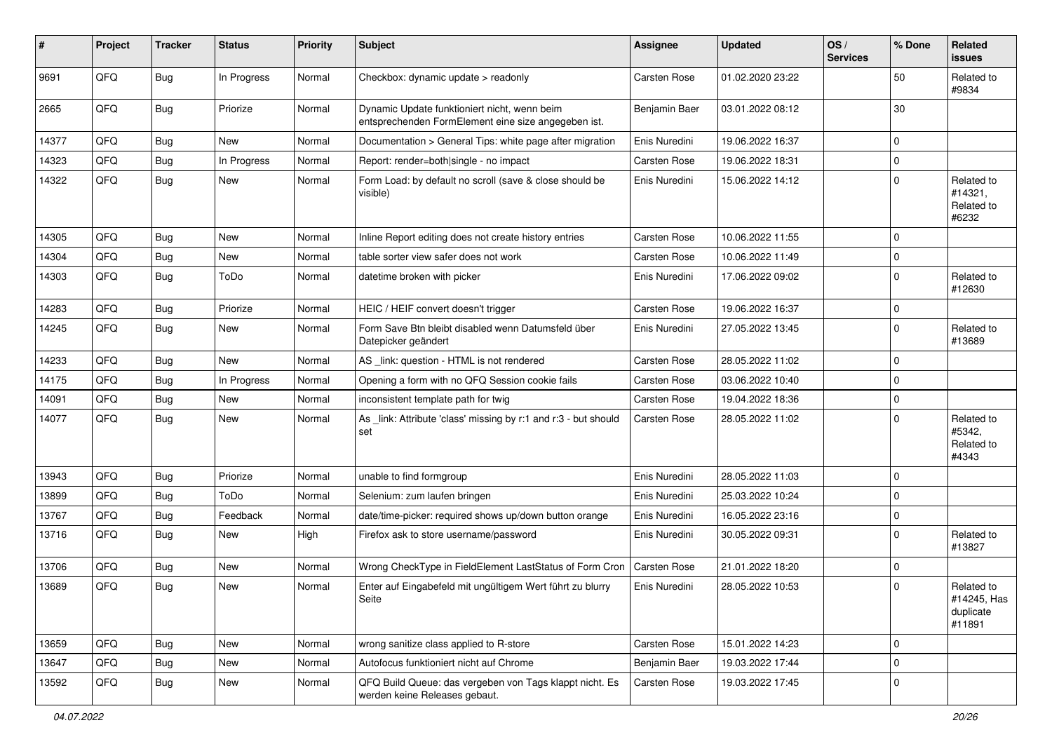| # | Project | Tracker | Status | Priority | Subject | Assignee | Updated | OS / Services | % Done | Related issues |
|---|---|---|---|---|---|---|---|---|---|---|
| 9691 | QFQ | Bug | In Progress | Normal | Checkbox: dynamic update > readonly | Carsten Rose | 01.02.2020 23:22 | | 50 | Related to #9834 |
| 2665 | QFQ | Bug | Priorize | Normal | Dynamic Update funktioniert nicht, wenn beim entsprechenden FormElement eine size angegeben ist. | Benjamin Baer | 03.01.2022 08:12 | | 30 | |
| 14377 | QFQ | Bug | New | Normal | Documentation > General Tips: white page after migration | Enis Nuredini | 19.06.2022 16:37 | | 0 | |
| 14323 | QFQ | Bug | In Progress | Normal | Report: render=both\|single - no impact | Carsten Rose | 19.06.2022 18:31 | | 0 | |
| 14322 | QFQ | Bug | New | Normal | Form Load: by default no scroll (save & close should be visible) | Enis Nuredini | 15.06.2022 14:12 | | 0 | Related to #14321, Related to #6232 |
| 14305 | QFQ | Bug | New | Normal | Inline Report editing does not create history entries | Carsten Rose | 10.06.2022 11:55 | | 0 | |
| 14304 | QFQ | Bug | New | Normal | table sorter view safer does not work | Carsten Rose | 10.06.2022 11:49 | | 0 | |
| 14303 | QFQ | Bug | ToDo | Normal | datetime broken with picker | Enis Nuredini | 17.06.2022 09:02 | | 0 | Related to #12630 |
| 14283 | QFQ | Bug | Priorize | Normal | HEIC / HEIF convert doesn't trigger | Carsten Rose | 19.06.2022 16:37 | | 0 | |
| 14245 | QFQ | Bug | New | Normal | Form Save Btn bleibt disabled wenn Datumsfeld über Datepicker geändert | Enis Nuredini | 27.05.2022 13:45 | | 0 | Related to #13689 |
| 14233 | QFQ | Bug | New | Normal | AS _link: question - HTML is not rendered | Carsten Rose | 28.05.2022 11:02 | | 0 | |
| 14175 | QFQ | Bug | In Progress | Normal | Opening a form with no QFQ Session cookie fails | Carsten Rose | 03.06.2022 10:40 | | 0 | |
| 14091 | QFQ | Bug | New | Normal | inconsistent template path for twig | Carsten Rose | 19.04.2022 18:36 | | 0 | |
| 14077 | QFQ | Bug | New | Normal | As _link: Attribute 'class' missing by r:1 and r:3 - but should set | Carsten Rose | 28.05.2022 11:02 | | 0 | Related to #5342, Related to #4343 |
| 13943 | QFQ | Bug | Priorize | Normal | unable to find formgroup | Enis Nuredini | 28.05.2022 11:03 | | 0 | |
| 13899 | QFQ | Bug | ToDo | Normal | Selenium: zum laufen bringen | Enis Nuredini | 25.03.2022 10:24 | | 0 | |
| 13767 | QFQ | Bug | Feedback | Normal | date/time-picker: required shows up/down button orange | Enis Nuredini | 16.05.2022 23:16 | | 0 | |
| 13716 | QFQ | Bug | New | High | Firefox ask to store username/password | Enis Nuredini | 30.05.2022 09:31 | | 0 | Related to #13827 |
| 13706 | QFQ | Bug | New | Normal | Wrong CheckType in FieldElement LastStatus of Form Cron | Carsten Rose | 21.01.2022 18:20 | | 0 | |
| 13689 | QFQ | Bug | New | Normal | Enter auf Eingabefeld mit ungültigem Wert führt zu blurry Seite | Enis Nuredini | 28.05.2022 10:53 | | 0 | Related to #14245, Has duplicate #11891 |
| 13659 | QFQ | Bug | New | Normal | wrong sanitize class applied to R-store | Carsten Rose | 15.01.2022 14:23 | | 0 | |
| 13647 | QFQ | Bug | New | Normal | Autofocus funktioniert nicht auf Chrome | Benjamin Baer | 19.03.2022 17:44 | | 0 | |
| 13592 | QFQ | Bug | New | Normal | QFQ Build Queue: das vergeben von Tags klappt nicht. Es werden keine Releases gebaut. | Carsten Rose | 19.03.2022 17:45 | | 0 | |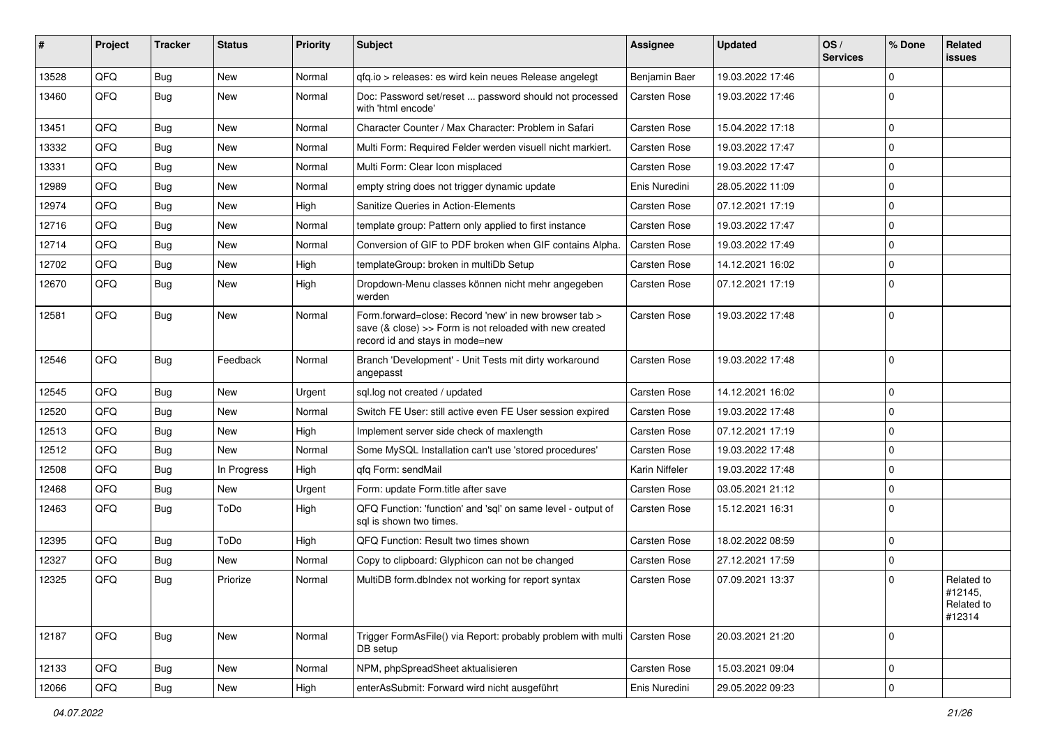| # | Project | Tracker | Status | Priority | Subject | Assignee | Updated | OS / Services | % Done | Related issues |
|---|---|---|---|---|---|---|---|---|---|---|
| 13528 | QFQ | Bug | New | Normal | qfq.io > releases: es wird kein neues Release angelegt | Benjamin Baer | 19.03.2022 17:46 | | 0 | |
| 13460 | QFQ | Bug | New | Normal | Doc: Password set/reset ... password should not processed with 'html encode' | Carsten Rose | 19.03.2022 17:46 | | 0 | |
| 13451 | QFQ | Bug | New | Normal | Character Counter / Max Character: Problem in Safari | Carsten Rose | 15.04.2022 17:18 | | 0 | |
| 13332 | QFQ | Bug | New | Normal | Multi Form: Required Felder werden visuell nicht markiert. | Carsten Rose | 19.03.2022 17:47 | | 0 | |
| 13331 | QFQ | Bug | New | Normal | Multi Form: Clear Icon misplaced | Carsten Rose | 19.03.2022 17:47 | | 0 | |
| 12989 | QFQ | Bug | New | Normal | empty string does not trigger dynamic update | Enis Nuredini | 28.05.2022 11:09 | | 0 | |
| 12974 | QFQ | Bug | New | High | Sanitize Queries in Action-Elements | Carsten Rose | 07.12.2021 17:19 | | 0 | |
| 12716 | QFQ | Bug | New | Normal | template group: Pattern only applied to first instance | Carsten Rose | 19.03.2022 17:47 | | 0 | |
| 12714 | QFQ | Bug | New | Normal | Conversion of GIF to PDF broken when GIF contains Alpha. | Carsten Rose | 19.03.2022 17:49 | | 0 | |
| 12702 | QFQ | Bug | New | High | templateGroup: broken in multiDb Setup | Carsten Rose | 14.12.2021 16:02 | | 0 | |
| 12670 | QFQ | Bug | New | High | Dropdown-Menu classes können nicht mehr angegeben werden | Carsten Rose | 07.12.2021 17:19 | | 0 | |
| 12581 | QFQ | Bug | New | Normal | Form.forward=close: Record 'new' in new browser tab > save (& close) >> Form is not reloaded with new created record id and stays in mode=new | Carsten Rose | 19.03.2022 17:48 | | 0 | |
| 12546 | QFQ | Bug | Feedback | Normal | Branch 'Development' - Unit Tests mit dirty workaround angepasst | Carsten Rose | 19.03.2022 17:48 | | 0 | |
| 12545 | QFQ | Bug | New | Urgent | sql.log not created / updated | Carsten Rose | 14.12.2021 16:02 | | 0 | |
| 12520 | QFQ | Bug | New | Normal | Switch FE User: still active even FE User session expired | Carsten Rose | 19.03.2022 17:48 | | 0 | |
| 12513 | QFQ | Bug | New | High | Implement server side check of maxlength | Carsten Rose | 07.12.2021 17:19 | | 0 | |
| 12512 | QFQ | Bug | New | Normal | Some MySQL Installation can't use 'stored procedures' | Carsten Rose | 19.03.2022 17:48 | | 0 | |
| 12508 | QFQ | Bug | In Progress | High | qfq Form: sendMail | Karin Niffeler | 19.03.2022 17:48 | | 0 | |
| 12468 | QFQ | Bug | New | Urgent | Form: update Form.title after save | Carsten Rose | 03.05.2021 21:12 | | 0 | |
| 12463 | QFQ | Bug | ToDo | High | QFQ Function: 'function' and 'sql' on same level - output of sql is shown two times. | Carsten Rose | 15.12.2021 16:31 | | 0 | |
| 12395 | QFQ | Bug | ToDo | High | QFQ Function: Result two times shown | Carsten Rose | 18.02.2022 08:59 | | 0 | |
| 12327 | QFQ | Bug | New | Normal | Copy to clipboard: Glyphicon can not be changed | Carsten Rose | 27.12.2021 17:59 | | 0 | |
| 12325 | QFQ | Bug | Priorize | Normal | MultiDB form.dbIndex not working for report syntax | Carsten Rose | 07.09.2021 13:37 | | 0 | Related to #12145, Related to #12314 |
| 12187 | QFQ | Bug | New | Normal | Trigger FormAsFile() via Report: probably problem with multi DB setup | Carsten Rose | 20.03.2021 21:20 | | 0 | |
| 12133 | QFQ | Bug | New | Normal | NPM, phpSpreadSheet aktualisieren | Carsten Rose | 15.03.2021 09:04 | | 0 | |
| 12066 | QFQ | Bug | New | High | enterAsSubmit: Forward wird nicht ausgeführt | Enis Nuredini | 29.05.2022 09:23 | | 0 | |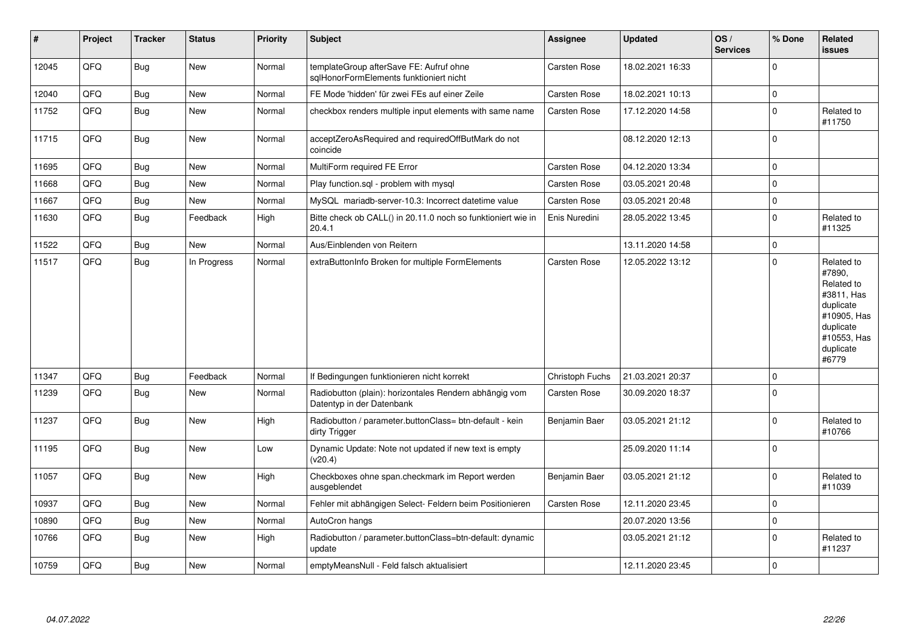| # | Project | Tracker | Status | Priority | Subject | Assignee | Updated | OS / Services | % Done | Related issues |
|---|---|---|---|---|---|---|---|---|---|---|
| 12045 | QFQ | Bug | New | Normal | templateGroup afterSave FE: Aufruf ohne sqlHonorFormElements funktioniert nicht | Carsten Rose | 18.02.2021 16:33 | | 0 | |
| 12040 | QFQ | Bug | New | Normal | FE Mode 'hidden' für zwei FEs auf einer Zeile | Carsten Rose | 18.02.2021 10:13 | | 0 | |
| 11752 | QFQ | Bug | New | Normal | checkbox renders multiple input elements with same name | Carsten Rose | 17.12.2020 14:58 | | 0 | Related to #11750 |
| 11715 | QFQ | Bug | New | Normal | acceptZeroAsRequired and requiredOffButMark do not coincide | | 08.12.2020 12:13 | | 0 | |
| 11695 | QFQ | Bug | New | Normal | MultiForm required FE Error | Carsten Rose | 04.12.2020 13:34 | | 0 | |
| 11668 | QFQ | Bug | New | Normal | Play function.sql - problem with mysql | Carsten Rose | 03.05.2021 20:48 | | 0 | |
| 11667 | QFQ | Bug | New | Normal | MySQL mariadb-server-10.3: Incorrect datetime value | Carsten Rose | 03.05.2021 20:48 | | 0 | |
| 11630 | QFQ | Bug | Feedback | High | Bitte check ob CALL() in 20.11.0 noch so funktioniert wie in 20.4.1 | Enis Nuredini | 28.05.2022 13:45 | | 0 | Related to #11325 |
| 11522 | QFQ | Bug | New | Normal | Aus/Einblenden von Reitern | | 13.11.2020 14:58 | | 0 | |
| 11517 | QFQ | Bug | In Progress | Normal | extraButtonInfo Broken for multiple FormElements | Carsten Rose | 12.05.2022 13:12 | | 0 | Related to #7890, Related to #3811, Has duplicate #10905, Has duplicate #10553, Has duplicate #6779 |
| 11347 | QFQ | Bug | Feedback | Normal | If Bedingungen funktionieren nicht korrekt | Christoph Fuchs | 21.03.2021 20:37 | | 0 | |
| 11239 | QFQ | Bug | New | Normal | Radiobutton (plain): horizontales Rendern abhängig vom Datentyp in der Datenbank | Carsten Rose | 30.09.2020 18:37 | | 0 | |
| 11237 | QFQ | Bug | New | High | Radiobutton / parameter.buttonClass= btn-default - kein dirty Trigger | Benjamin Baer | 03.05.2021 21:12 | | 0 | Related to #10766 |
| 11195 | QFQ | Bug | New | Low | Dynamic Update: Note not updated if new text is empty (v20.4) | | 25.09.2020 11:14 | | 0 | |
| 11057 | QFQ | Bug | New | High | Checkboxes ohne span.checkmark im Report werden ausgeblendet | Benjamin Baer | 03.05.2021 21:12 | | 0 | Related to #11039 |
| 10937 | QFQ | Bug | New | Normal | Fehler mit abhängigen Select- Feldern beim Positionieren | Carsten Rose | 12.11.2020 23:45 | | 0 | |
| 10890 | QFQ | Bug | New | Normal | AutoCron hangs | | 20.07.2020 13:56 | | 0 | |
| 10766 | QFQ | Bug | New | High | Radiobutton / parameter.buttonClass=btn-default: dynamic update | | 03.05.2021 21:12 | | 0 | Related to #11237 |
| 10759 | QFQ | Bug | New | Normal | emptyMeansNull - Feld falsch aktualisiert | | 12.11.2020 23:45 | | 0 | |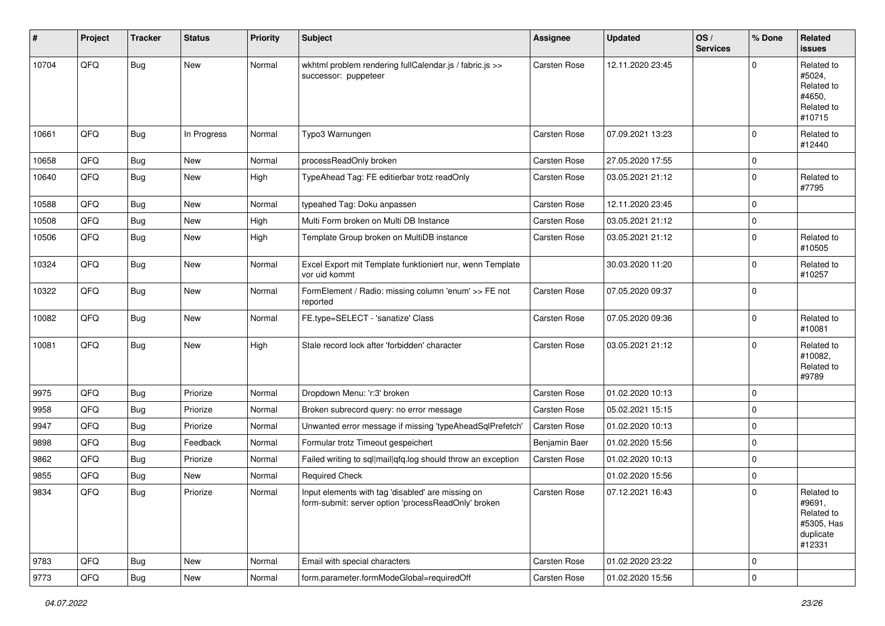| # | Project | Tracker | Status | Priority | Subject | Assignee | Updated | OS / Services | % Done | Related issues |
|---|---|---|---|---|---|---|---|---|---|---|
| 10704 | QFQ | Bug | New | Normal | wkhtml problem rendering fullCalendar.js / fabric.js >> successor: puppeteer | Carsten Rose | 12.11.2020 23:45 | | 0 | Related to #5024, Related to #4650, Related to #10715 |
| 10661 | QFQ | Bug | In Progress | Normal | Typo3 Warnungen | Carsten Rose | 07.09.2021 13:23 | | 0 | Related to #12440 |
| 10658 | QFQ | Bug | New | Normal | processReadOnly broken | Carsten Rose | 27.05.2020 17:55 | | 0 | |
| 10640 | QFQ | Bug | New | High | TypeAhead Tag: FE editierbar trotz readOnly | Carsten Rose | 03.05.2021 21:12 | | 0 | Related to #7795 |
| 10588 | QFQ | Bug | New | Normal | typeahed Tag: Doku anpassen | Carsten Rose | 12.11.2020 23:45 | | 0 | |
| 10508 | QFQ | Bug | New | High | Multi Form broken on Multi DB Instance | Carsten Rose | 03.05.2021 21:12 | | 0 | |
| 10506 | QFQ | Bug | New | High | Template Group broken on MultiDB instance | Carsten Rose | 03.05.2021 21:12 | | 0 | Related to #10505 |
| 10324 | QFQ | Bug | New | Normal | Excel Export mit Template funktioniert nur, wenn Template vor uid kommt | | 30.03.2020 11:20 | | 0 | Related to #10257 |
| 10322 | QFQ | Bug | New | Normal | FormElement / Radio: missing column 'enum' >> FE not reported | Carsten Rose | 07.05.2020 09:37 | | 0 | |
| 10082 | QFQ | Bug | New | Normal | FE.type=SELECT - 'sanatize' Class | Carsten Rose | 07.05.2020 09:36 | | 0 | Related to #10081 |
| 10081 | QFQ | Bug | New | High | Stale record lock after 'forbidden' character | Carsten Rose | 03.05.2021 21:12 | | 0 | Related to #10082, Related to #9789 |
| 9975 | QFQ | Bug | Priorize | Normal | Dropdown Menu: 'r:3' broken | Carsten Rose | 01.02.2020 10:13 | | 0 | |
| 9958 | QFQ | Bug | Priorize | Normal | Broken subrecord query: no error message | Carsten Rose | 05.02.2021 15:15 | | 0 | |
| 9947 | QFQ | Bug | Priorize | Normal | Unwanted error message if missing 'typeAheadSqlPrefetch' | Carsten Rose | 01.02.2020 10:13 | | 0 | |
| 9898 | QFQ | Bug | Feedback | Normal | Formular trotz Timeout gespeichert | Benjamin Baer | 01.02.2020 15:56 | | 0 | |
| 9862 | QFQ | Bug | Priorize | Normal | Failed writing to sql\|mail\|qfq.log should throw an exception | Carsten Rose | 01.02.2020 10:13 | | 0 | |
| 9855 | QFQ | Bug | New | Normal | Required Check | | 01.02.2020 15:56 | | 0 | |
| 9834 | QFQ | Bug | Priorize | Normal | Input elements with tag 'disabled' are missing on form-submit: server option 'processReadOnly' broken | Carsten Rose | 07.12.2021 16:43 | | 0 | Related to #9691, Related to #5305, Has duplicate #12331 |
| 9783 | QFQ | Bug | New | Normal | Email with special characters | Carsten Rose | 01.02.2020 23:22 | | 0 | |
| 9773 | QFQ | Bug | New | Normal | form.parameter.formModeGlobal=requiredOff | Carsten Rose | 01.02.2020 15:56 | | 0 | |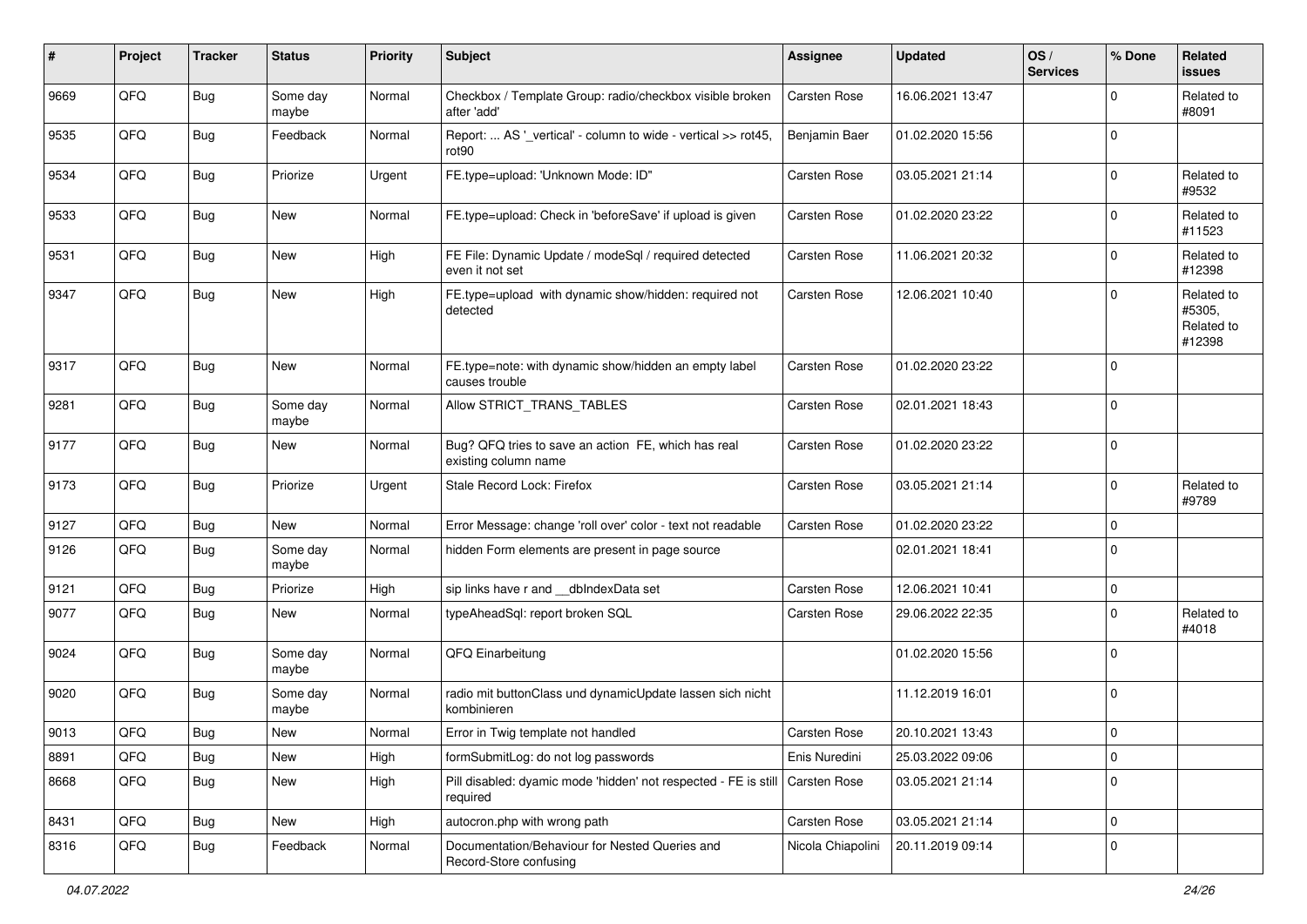| # | Project | Tracker | Status | Priority | Subject | Assignee | Updated | OS / Services | % Done | Related issues |
|---|---|---|---|---|---|---|---|---|---|---|
| 9669 | QFQ | Bug | Some day maybe | Normal | Checkbox / Template Group: radio/checkbox visible broken after 'add' | Carsten Rose | 16.06.2021 13:47 | | 0 | Related to #8091 |
| 9535 | QFQ | Bug | Feedback | Normal | Report: ... AS '_vertical' - column to wide - vertical >> rot45, rot90 | Benjamin Baer | 01.02.2020 15:56 | | 0 | |
| 9534 | QFQ | Bug | Priorize | Urgent | FE.type=upload: 'Unknown Mode: ID" | Carsten Rose | 03.05.2021 21:14 | | 0 | Related to #9532 |
| 9533 | QFQ | Bug | New | Normal | FE.type=upload: Check in 'beforeSave' if upload is given | Carsten Rose | 01.02.2020 23:22 | | 0 | Related to #11523 |
| 9531 | QFQ | Bug | New | High | FE File: Dynamic Update / modeSql / required detected even it not set | Carsten Rose | 11.06.2021 20:32 | | 0 | Related to #12398 |
| 9347 | QFQ | Bug | New | High | FE.type=upload with dynamic show/hidden: required not detected | Carsten Rose | 12.06.2021 10:40 | | 0 | Related to #5305, Related to #12398 |
| 9317 | QFQ | Bug | New | Normal | FE.type=note: with dynamic show/hidden an empty label causes trouble | Carsten Rose | 01.02.2020 23:22 | | 0 | |
| 9281 | QFQ | Bug | Some day maybe | Normal | Allow STRICT_TRANS_TABLES | Carsten Rose | 02.01.2021 18:43 | | 0 | |
| 9177 | QFQ | Bug | New | Normal | Bug? QFQ tries to save an action FE, which has real existing column name | Carsten Rose | 01.02.2020 23:22 | | 0 | |
| 9173 | QFQ | Bug | Priorize | Urgent | Stale Record Lock: Firefox | Carsten Rose | 03.05.2021 21:14 | | 0 | Related to #9789 |
| 9127 | QFQ | Bug | New | Normal | Error Message: change 'roll over' color - text not readable | Carsten Rose | 01.02.2020 23:22 | | 0 | |
| 9126 | QFQ | Bug | Some day maybe | Normal | hidden Form elements are present in page source | | 02.01.2021 18:41 | | 0 | |
| 9121 | QFQ | Bug | Priorize | High | sip links have r and __dbIndexData set | Carsten Rose | 12.06.2021 10:41 | | 0 | |
| 9077 | QFQ | Bug | New | Normal | typeAheadSql: report broken SQL | Carsten Rose | 29.06.2022 22:35 | | 0 | Related to #4018 |
| 9024 | QFQ | Bug | Some day maybe | Normal | QFQ Einarbeitung | | 01.02.2020 15:56 | | 0 | |
| 9020 | QFQ | Bug | Some day maybe | Normal | radio mit buttonClass und dynamicUpdate lassen sich nicht kombinieren | | 11.12.2019 16:01 | | 0 | |
| 9013 | QFQ | Bug | New | Normal | Error in Twig template not handled | Carsten Rose | 20.10.2021 13:43 | | 0 | |
| 8891 | QFQ | Bug | New | High | formSubmitLog: do not log passwords | Enis Nuredini | 25.03.2022 09:06 | | 0 | |
| 8668 | QFQ | Bug | New | High | Pill disabled: dyamic mode 'hidden' not respected - FE is still required | Carsten Rose | 03.05.2021 21:14 | | 0 | |
| 8431 | QFQ | Bug | New | High | autocron.php with wrong path | Carsten Rose | 03.05.2021 21:14 | | 0 | |
| 8316 | QFQ | Bug | Feedback | Normal | Documentation/Behaviour for Nested Queries and Record-Store confusing | Nicola Chiapolini | 20.11.2019 09:14 | | 0 | |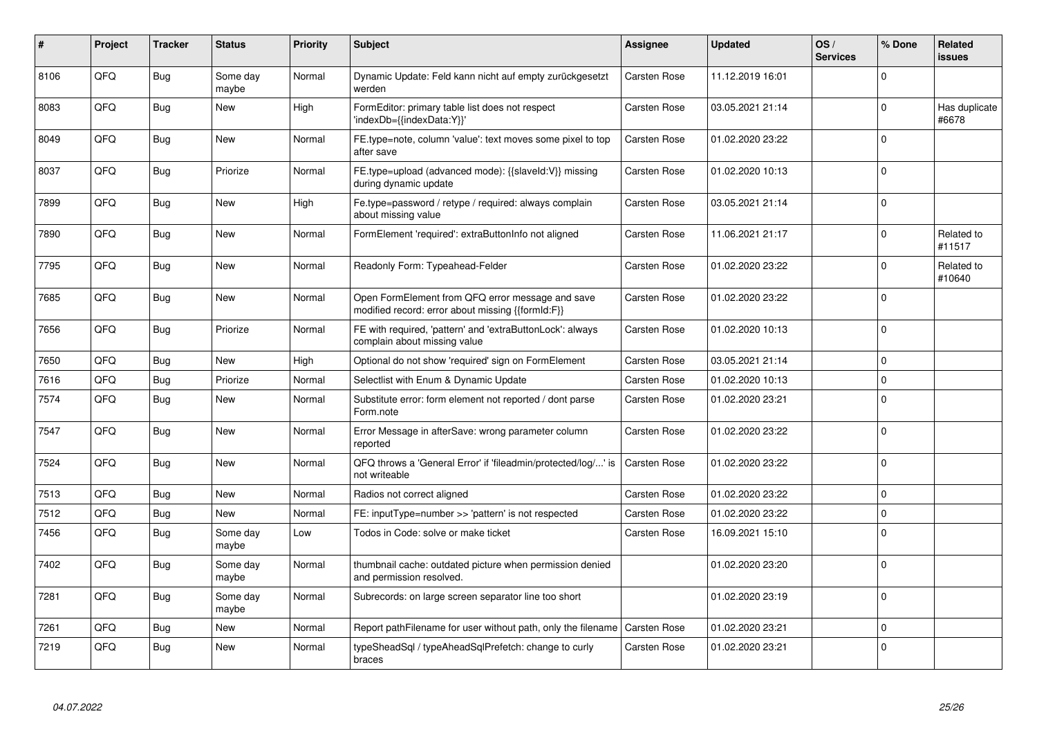| # | Project | Tracker | Status | Priority | Subject | Assignee | Updated | OS / Services | % Done | Related issues |
|---|---|---|---|---|---|---|---|---|---|---|
| 8106 | QFQ | Bug | Some day maybe | Normal | Dynamic Update: Feld kann nicht auf empty zurückgesetzt werden | Carsten Rose | 11.12.2019 16:01 | | 0 | |
| 8083 | QFQ | Bug | New | High | FormEditor: primary table list does not respect 'indexDb={{indexData:Y}}' | Carsten Rose | 03.05.2021 21:14 | | 0 | Has duplicate #6678 |
| 8049 | QFQ | Bug | New | Normal | FE.type=note, column 'value': text moves some pixel to top after save | Carsten Rose | 01.02.2020 23:22 | | 0 | |
| 8037 | QFQ | Bug | Priorize | Normal | FE.type=upload (advanced mode): {{slaveId:V}} missing during dynamic update | Carsten Rose | 01.02.2020 10:13 | | 0 | |
| 7899 | QFQ | Bug | New | High | Fe.type=password / retype / required: always complain about missing value | Carsten Rose | 03.05.2021 21:14 | | 0 | |
| 7890 | QFQ | Bug | New | Normal | FormElement 'required': extraButtonInfo not aligned | Carsten Rose | 11.06.2021 21:17 | | 0 | Related to #11517 |
| 7795 | QFQ | Bug | New | Normal | Readonly Form: Typeahead-Felder | Carsten Rose | 01.02.2020 23:22 | | 0 | Related to #10640 |
| 7685 | QFQ | Bug | New | Normal | Open FormElement from QFQ error message and save modified record: error about missing {{formId:F}} | Carsten Rose | 01.02.2020 23:22 | | 0 | |
| 7656 | QFQ | Bug | Priorize | Normal | FE with required, 'pattern' and 'extraButtonLock': always complain about missing value | Carsten Rose | 01.02.2020 10:13 | | 0 | |
| 7650 | QFQ | Bug | New | High | Optional do not show 'required' sign on FormElement | Carsten Rose | 03.05.2021 21:14 | | 0 | |
| 7616 | QFQ | Bug | Priorize | Normal | Selectlist with Enum & Dynamic Update | Carsten Rose | 01.02.2020 10:13 | | 0 | |
| 7574 | QFQ | Bug | New | Normal | Substitute error: form element not reported / dont parse Form.note | Carsten Rose | 01.02.2020 23:21 | | 0 | |
| 7547 | QFQ | Bug | New | Normal | Error Message in afterSave: wrong parameter column reported | Carsten Rose | 01.02.2020 23:22 | | 0 | |
| 7524 | QFQ | Bug | New | Normal | QFQ throws a 'General Error' if 'fileadmin/protected/log/...' is not writeable | Carsten Rose | 01.02.2020 23:22 | | 0 | |
| 7513 | QFQ | Bug | New | Normal | Radios not correct aligned | Carsten Rose | 01.02.2020 23:22 | | 0 | |
| 7512 | QFQ | Bug | New | Normal | FE: inputType=number >> 'pattern' is not respected | Carsten Rose | 01.02.2020 23:22 | | 0 | |
| 7456 | QFQ | Bug | Some day maybe | Low | Todos in Code: solve or make ticket | Carsten Rose | 16.09.2021 15:10 | | 0 | |
| 7402 | QFQ | Bug | Some day maybe | Normal | thumbnail cache: outdated picture when permission denied and permission resolved. | | 01.02.2020 23:20 | | 0 | |
| 7281 | QFQ | Bug | Some day maybe | Normal | Subrecords: on large screen separator line too short | | 01.02.2020 23:19 | | 0 | |
| 7261 | QFQ | Bug | New | Normal | Report pathFilename for user without path, only the filename | Carsten Rose | 01.02.2020 23:21 | | 0 | |
| 7219 | QFQ | Bug | New | Normal | typeSheadSql / typeAheadSqlPrefetch: change to curly braces | Carsten Rose | 01.02.2020 23:21 | | 0 | |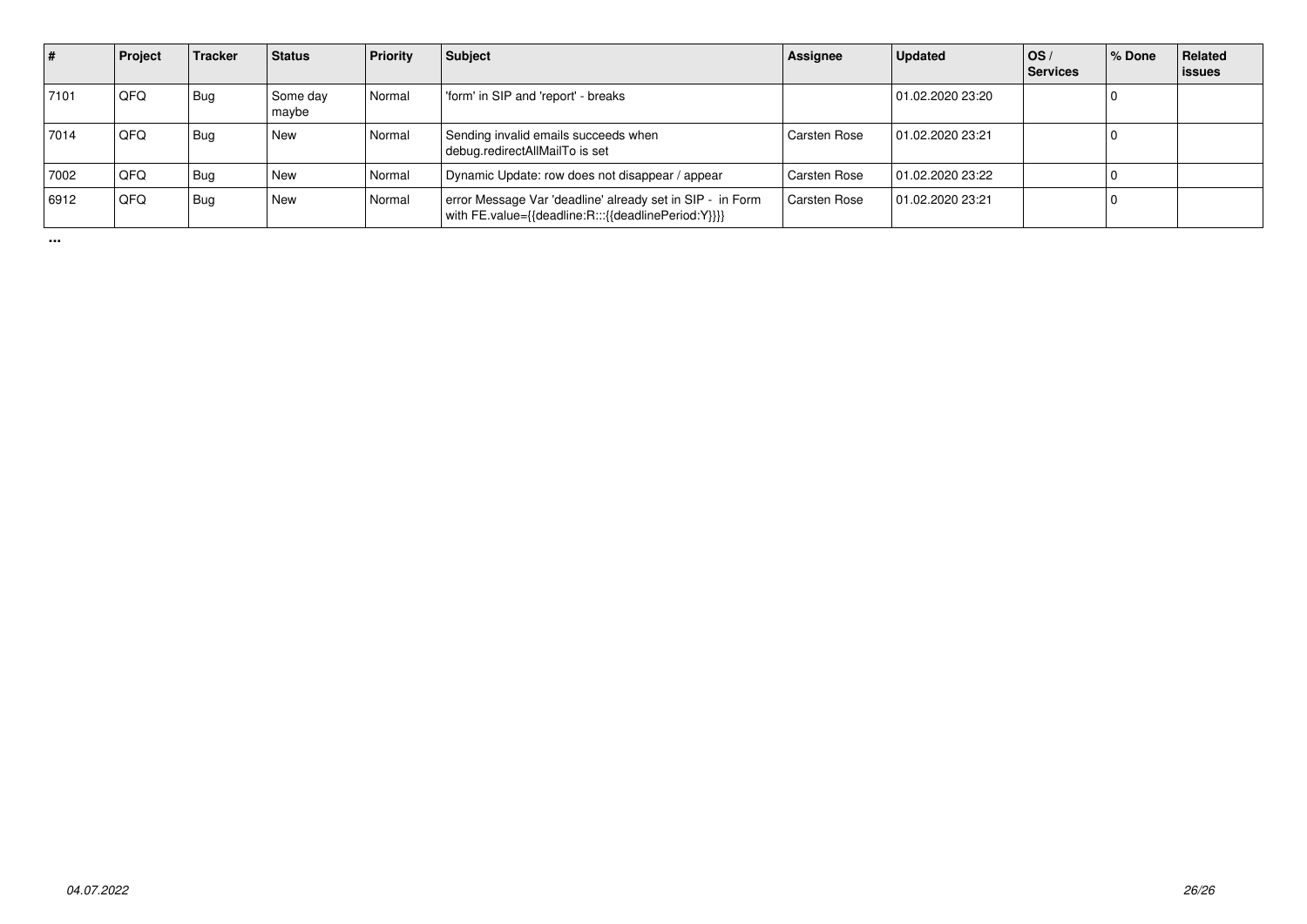| # | Project | Tracker | Status | Priority | Subject | Assignee | Updated | OS / Services | % Done | Related issues |
|---|---|---|---|---|---|---|---|---|---|---|
| 7101 | QFQ | Bug | Some day maybe | Normal | 'form' in SIP and 'report' - breaks | | 01.02.2020 23:20 | | 0 | |
| 7014 | QFQ | Bug | New | Normal | Sending invalid emails succeeds when debug.redirectAllMailTo is set | Carsten Rose | 01.02.2020 23:21 | | 0 | |
| 7002 | QFQ | Bug | New | Normal | Dynamic Update: row does not disappear / appear | Carsten Rose | 01.02.2020 23:22 | | 0 | |
| 6912 | QFQ | Bug | New | Normal | error Message Var 'deadline' already set in SIP - in Form with FE.value={{deadline:R:::{{deadlinePeriod:Y}}}} | Carsten Rose | 01.02.2020 23:21 | | 0 | |

...